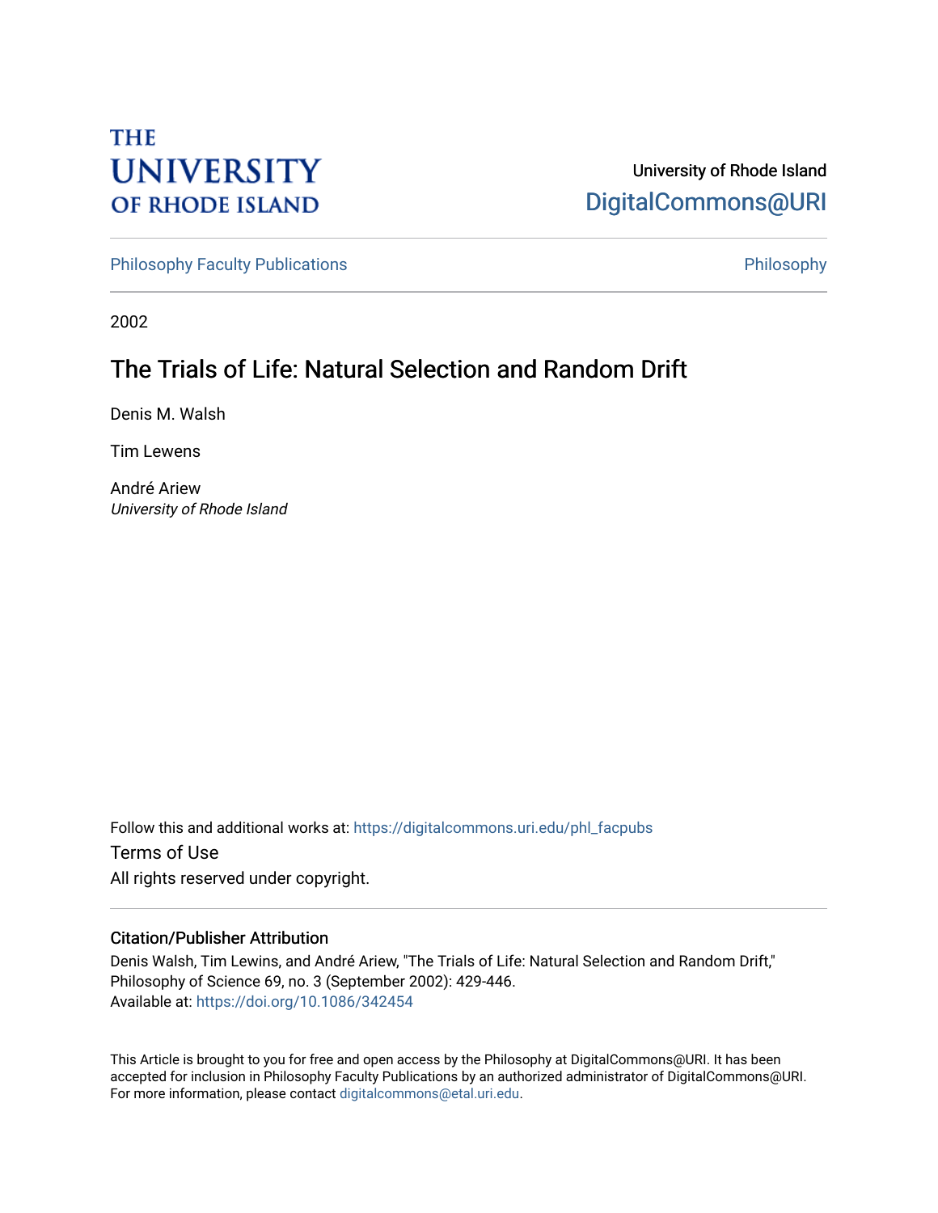THE UNIVERSITY OF RHODE ISLAND

University of Rhode Island
DigitalCommons@URI

Philosophy Faculty Publications | Philosophy

2002

# The Trials of Life: Natural Selection and Random Drift

Denis M. Walsh

Tim Lewens

André Ariew
*University of Rhode Island*

Follow this and additional works at: https://digitalcommons.uri.edu/phl_facpubs

Terms of Use

All rights reserved under copyright.

## Citation/Publisher Attribution

Denis Walsh, Tim Lewins, and André Ariew, "The Trials of Life: Natural Selection and Random Drift," Philosophy of Science 69, no. 3 (September 2002): 429-446.
Available at: https://doi.org/10.1086/342454

This Article is brought to you for free and open access by the Philosophy at DigitalCommons@URI. It has been accepted for inclusion in Philosophy Faculty Publications by an authorized administrator of DigitalCommons@URI. For more information, please contact digitalcommons@etal.uri.edu.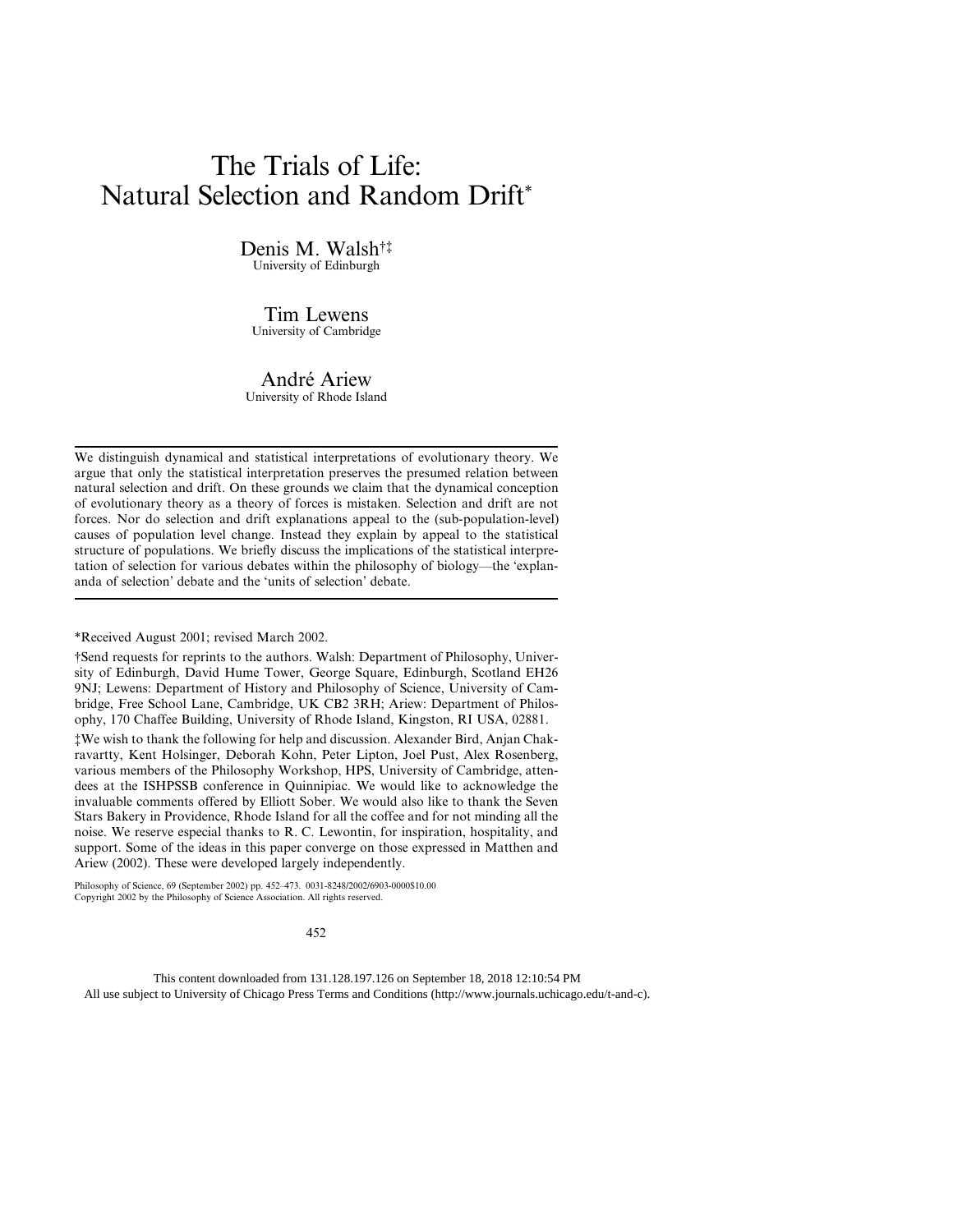# The Trials of Life: Natural Selection and Random Drift*

Denis M. Walsh†‡
University of Edinburgh

Tim Lewens
University of Cambridge

André Ariew
University of Rhode Island

We distinguish dynamical and statistical interpretations of evolutionary theory. We argue that only the statistical interpretation preserves the presumed relation between natural selection and drift. On these grounds we claim that the dynamical conception of evolutionary theory as a theory of forces is mistaken. Selection and drift are not forces. Nor do selection and drift explanations appeal to the (sub-population-level) causes of population level change. Instead they explain by appeal to the statistical structure of populations. We briefly discuss the implications of the statistical interpretation of selection for various debates within the philosophy of biology—the 'explananda of selection' debate and the 'units of selection' debate.

*Received August 2001; revised March 2002.

†Send requests for reprints to the authors. Walsh: Department of Philosophy, University of Edinburgh, David Hume Tower, George Square, Edinburgh, Scotland EH26 9NJ; Lewens: Department of History and Philosophy of Science, University of Cambridge, Free School Lane, Cambridge, UK CB2 3RH; Ariew: Department of Philosophy, 170 Chaffee Building, University of Rhode Island, Kingston, RI USA, 02881.

‡We wish to thank the following for help and discussion. Alexander Bird, Anjan Chakravartty, Kent Holsinger, Deborah Kohn, Peter Lipton, Joel Pust, Alex Rosenberg, various members of the Philosophy Workshop, HPS, University of Cambridge, attendees at the ISHPSSB conference in Quinnipiac. We would like to acknowledge the invaluable comments offered by Elliott Sober. We would also like to thank the Seven Stars Bakery in Providence, Rhode Island for all the coffee and for not minding all the noise. We reserve especial thanks to R. C. Lewontin, for inspiration, hospitality, and support. Some of the ideas in this paper converge on those expressed in Matthen and Ariew (2002). These were developed largely independently.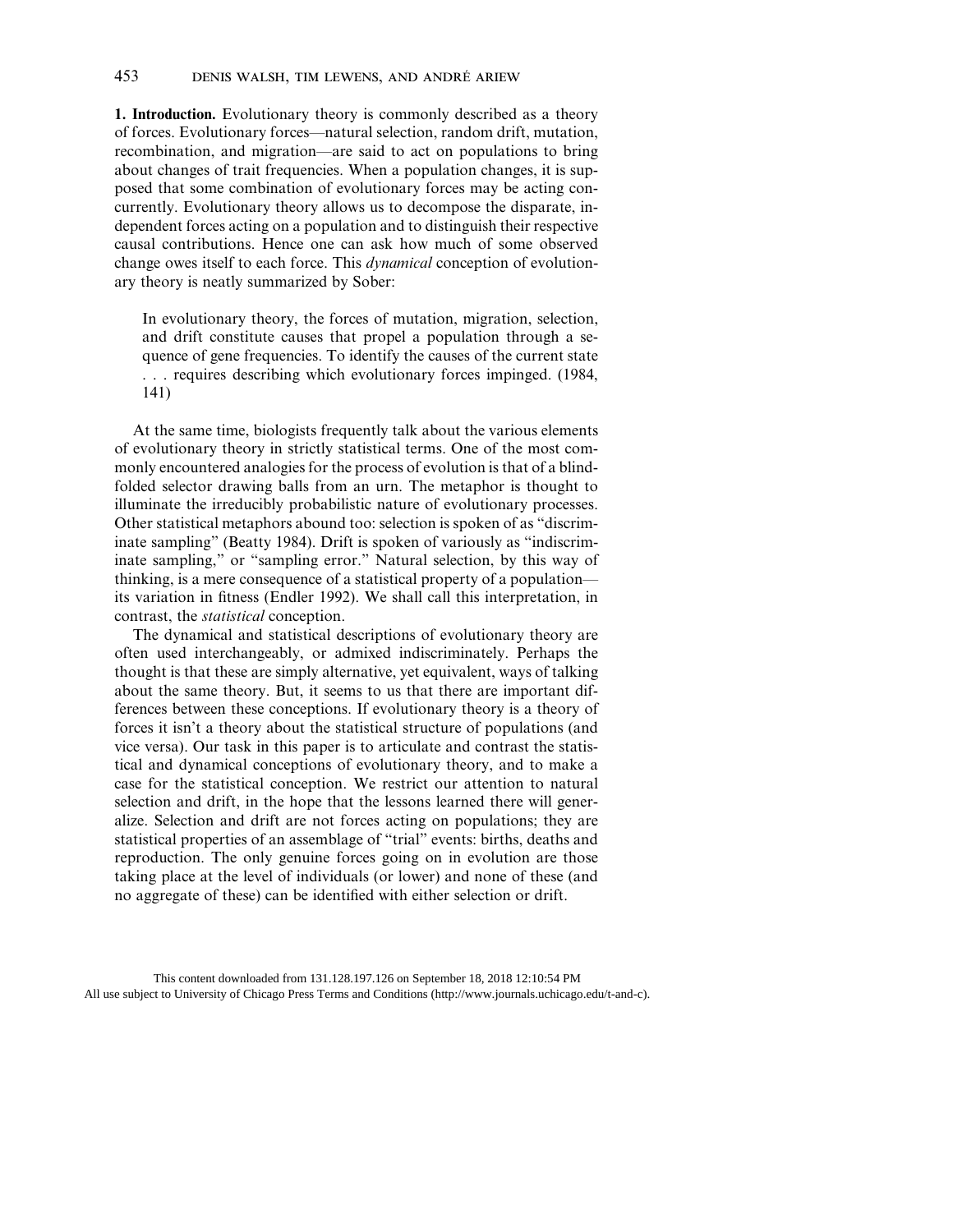**1. Introduction.** Evolutionary theory is commonly described as a theory of forces. Evolutionary forces—natural selection, random drift, mutation, recombination, and migration—are said to act on populations to bring about changes of trait frequencies. When a population changes, it is supposed that some combination of evolutionary forces may be acting concurrently. Evolutionary theory allows us to decompose the disparate, independent forces acting on a population and to distinguish their respective causal contributions. Hence one can ask how much of some observed change owes itself to each force. This *dynamical* conception of evolutionary theory is neatly summarized by Sober:

> In evolutionary theory, the forces of mutation, migration, selection, and drift constitute causes that propel a population through a sequence of gene frequencies. To identify the causes of the current state . . . requires describing which evolutionary forces impinged. (1984, 141)

At the same time, biologists frequently talk about the various elements of evolutionary theory in strictly statistical terms. One of the most commonly encountered analogies for the process of evolution is that of a blindfolded selector drawing balls from an urn. The metaphor is thought to illuminate the irreducibly probabilistic nature of evolutionary processes. Other statistical metaphors abound too: selection is spoken of as "discriminate sampling" (Beatty 1984). Drift is spoken of variously as "indiscriminate sampling," or "sampling error." Natural selection, by this way of thinking, is a mere consequence of a statistical property of a population—its variation in fitness (Endler 1992). We shall call this interpretation, in contrast, the *statistical* conception.

The dynamical and statistical descriptions of evolutionary theory are often used interchangeably, or admixed indiscriminately. Perhaps the thought is that these are simply alternative, yet equivalent, ways of talking about the same theory. But, it seems to us that there are important differences between these conceptions. If evolutionary theory is a theory of forces it isn't a theory about the statistical structure of populations (and vice versa). Our task in this paper is to articulate and contrast the statistical and dynamical conceptions of evolutionary theory, and to make a case for the statistical conception. We restrict our attention to natural selection and drift, in the hope that the lessons learned there will generalize. Selection and drift are not forces acting on populations; they are statistical properties of an assemblage of "trial" events: births, deaths and reproduction. The only genuine forces going on in evolution are those taking place at the level of individuals (or lower) and none of these (and no aggregate of these) can be identified with either selection or drift.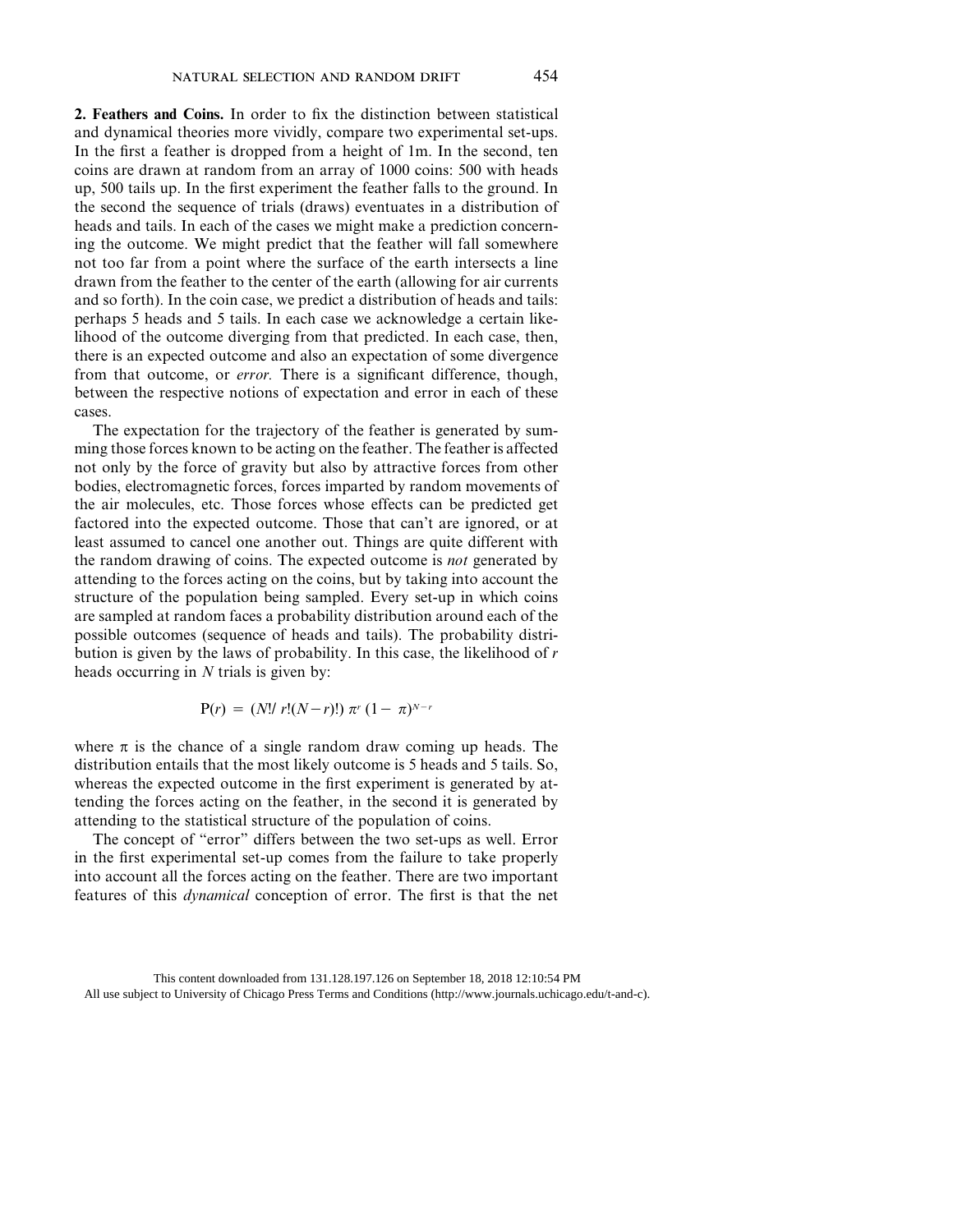**2. Feathers and Coins.** In order to fix the distinction between statistical and dynamical theories more vividly, compare two experimental set-ups. In the first a feather is dropped from a height of 1m. In the second, ten coins are drawn at random from an array of 1000 coins: 500 with heads up, 500 tails up. In the first experiment the feather falls to the ground. In the second the sequence of trials (draws) eventuates in a distribution of heads and tails. In each of the cases we might make a prediction concerning the outcome. We might predict that the feather will fall somewhere not too far from a point where the surface of the earth intersects a line drawn from the feather to the center of the earth (allowing for air currents and so forth). In the coin case, we predict a distribution of heads and tails: perhaps 5 heads and 5 tails. In each case we acknowledge a certain likelihood of the outcome diverging from that predicted. In each case, then, there is an expected outcome and also an expectation of some divergence from that outcome, or *error.* There is a significant difference, though, between the respective notions of expectation and error in each of these cases.

The expectation for the trajectory of the feather is generated by summing those forces known to be acting on the feather. The feather is affected not only by the force of gravity but also by attractive forces from other bodies, electromagnetic forces, forces imparted by random movements of the air molecules, etc. Those forces whose effects can be predicted get factored into the expected outcome. Those that can't are ignored, or at least assumed to cancel one another out. Things are quite different with the random drawing of coins. The expected outcome is *not* generated by attending to the forces acting on the coins, but by taking into account the structure of the population being sampled. Every set-up in which coins are sampled at random faces a probability distribution around each of the possible outcomes (sequence of heads and tails). The probability distribution is given by the laws of probability. In this case, the likelihood of $r$ heads occurring in $N$ trials is given by:

$$P(r) = (N!/\, r!(N-r)!)\, \pi^{r}\, (1-\pi)^{N-r}$$

where $\pi$ is the chance of a single random draw coming up heads. The distribution entails that the most likely outcome is 5 heads and 5 tails. So, whereas the expected outcome in the first experiment is generated by attending the forces acting on the feather, in the second it is generated by attending to the statistical structure of the population of coins.

The concept of "error" differs between the two set-ups as well. Error in the first experimental set-up comes from the failure to take properly into account all the forces acting on the feather. There are two important features of this *dynamical* conception of error. The first is that the net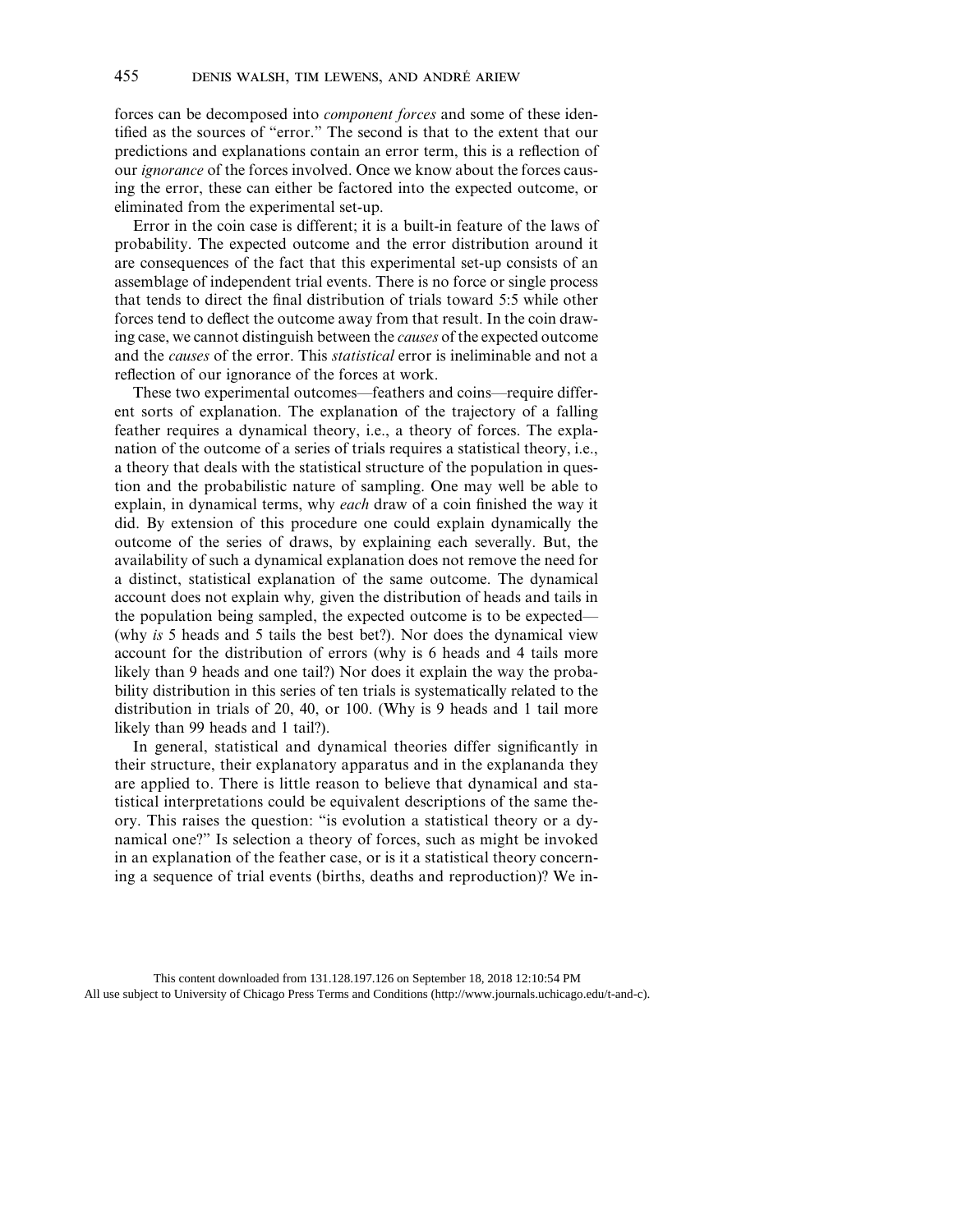forces can be decomposed into *component forces* and some of these identified as the sources of "error." The second is that to the extent that our predictions and explanations contain an error term, this is a reflection of our *ignorance* of the forces involved. Once we know about the forces causing the error, these can either be factored into the expected outcome, or eliminated from the experimental set-up.

Error in the coin case is different; it is a built-in feature of the laws of probability. The expected outcome and the error distribution around it are consequences of the fact that this experimental set-up consists of an assemblage of independent trial events. There is no force or single process that tends to direct the final distribution of trials toward 5:5 while other forces tend to deflect the outcome away from that result. In the coin drawing case, we cannot distinguish between the *causes* of the expected outcome and the *causes* of the error. This *statistical* error is ineliminable and not a reflection of our ignorance of the forces at work.

These two experimental outcomes—feathers and coins—require different sorts of explanation. The explanation of the trajectory of a falling feather requires a dynamical theory, i.e., a theory of forces. The explanation of the outcome of a series of trials requires a statistical theory, i.e., a theory that deals with the statistical structure of the population in question and the probabilistic nature of sampling. One may well be able to explain, in dynamical terms, why *each* draw of a coin finished the way it did. By extension of this procedure one could explain dynamically the outcome of the series of draws, by explaining each severally. But, the availability of such a dynamical explanation does not remove the need for a distinct, statistical explanation of the same outcome. The dynamical account does not explain why*,* given the distribution of heads and tails in the population being sampled, the expected outcome is to be expected—(why *is* 5 heads and 5 tails the best bet?). Nor does the dynamical view account for the distribution of errors (why is 6 heads and 4 tails more likely than 9 heads and one tail?) Nor does it explain the way the probability distribution in this series of ten trials is systematically related to the distribution in trials of 20, 40, or 100. (Why is 9 heads and 1 tail more likely than 99 heads and 1 tail?).

In general, statistical and dynamical theories differ significantly in their structure, their explanatory apparatus and in the explananda they are applied to. There is little reason to believe that dynamical and statistical interpretations could be equivalent descriptions of the same theory. This raises the question: "is evolution a statistical theory or a dynamical one?" Is selection a theory of forces, such as might be invoked in an explanation of the feather case, or is it a statistical theory concerning a sequence of trial events (births, deaths and reproduction)? We in-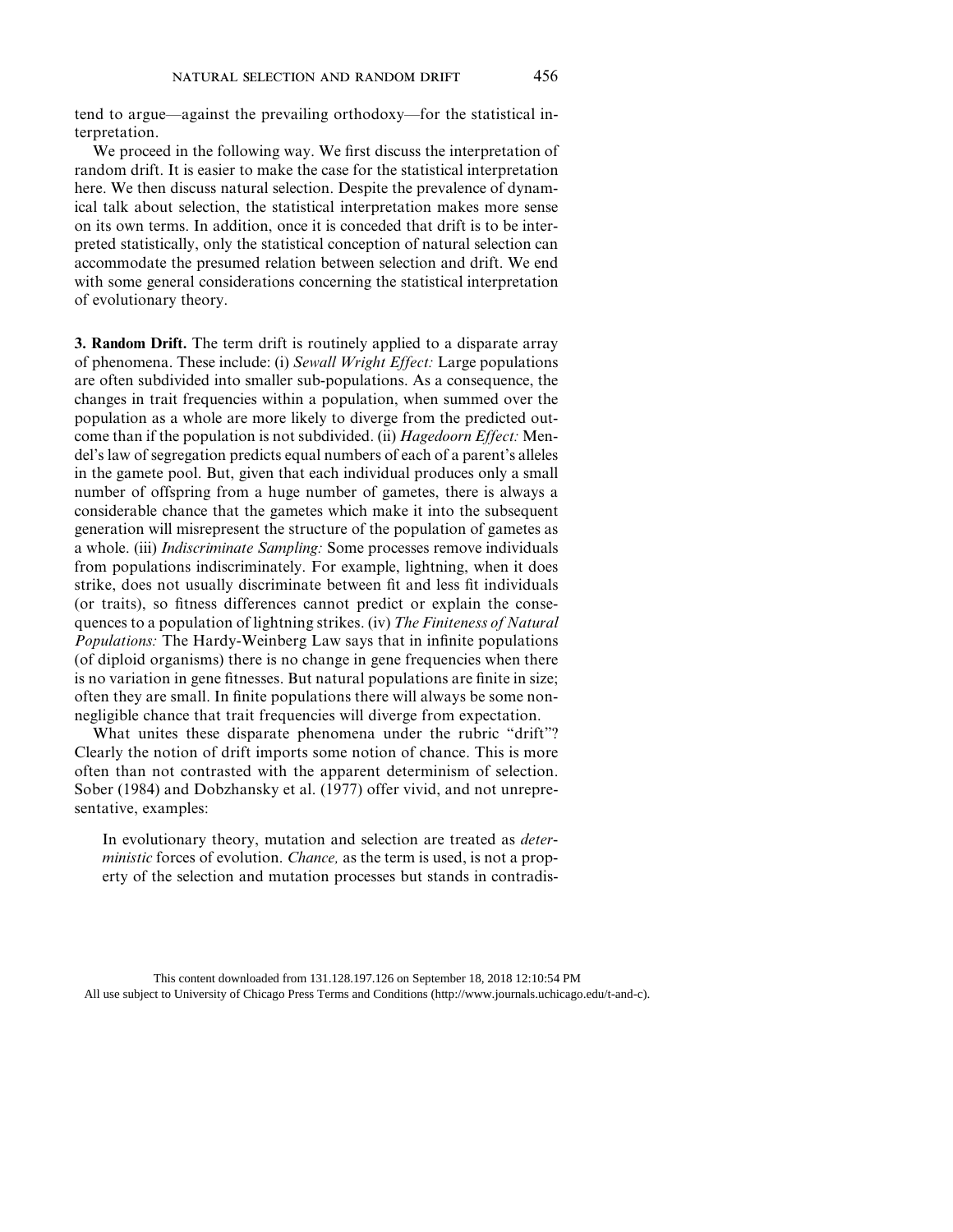tend to argue—against the prevailing orthodoxy—for the statistical interpretation.

We proceed in the following way. We first discuss the interpretation of random drift. It is easier to make the case for the statistical interpretation here. We then discuss natural selection. Despite the prevalence of dynamical talk about selection, the statistical interpretation makes more sense on its own terms. In addition, once it is conceded that drift is to be interpreted statistically, only the statistical conception of natural selection can accommodate the presumed relation between selection and drift. We end with some general considerations concerning the statistical interpretation of evolutionary theory.

**3. Random Drift.** The term drift is routinely applied to a disparate array of phenomena. These include: (i) *Sewall Wright Effect:* Large populations are often subdivided into smaller sub-populations. As a consequence, the changes in trait frequencies within a population, when summed over the population as a whole are more likely to diverge from the predicted outcome than if the population is not subdivided. (ii) *Hagedoorn Effect:* Mendel's law of segregation predicts equal numbers of each of a parent's alleles in the gamete pool. But, given that each individual produces only a small number of offspring from a huge number of gametes, there is always a considerable chance that the gametes which make it into the subsequent generation will misrepresent the structure of the population of gametes as a whole. (iii) *Indiscriminate Sampling:* Some processes remove individuals from populations indiscriminately. For example, lightning, when it does strike, does not usually discriminate between fit and less fit individuals (or traits), so fitness differences cannot predict or explain the consequences to a population of lightning strikes. (iv) *The Finiteness of Natural Populations:* The Hardy-Weinberg Law says that in infinite populations (of diploid organisms) there is no change in gene frequencies when there is no variation in gene fitnesses. But natural populations are finite in size; often they are small. In finite populations there will always be some non-negligible chance that trait frequencies will diverge from expectation.

What unites these disparate phenomena under the rubric "drift"? Clearly the notion of drift imports some notion of chance. This is more often than not contrasted with the apparent determinism of selection. Sober (1984) and Dobzhansky et al. (1977) offer vivid, and not unrepresentative, examples:

> In evolutionary theory, mutation and selection are treated as *deterministic* forces of evolution. *Chance,* as the term is used, is not a property of the selection and mutation processes but stands in contradis-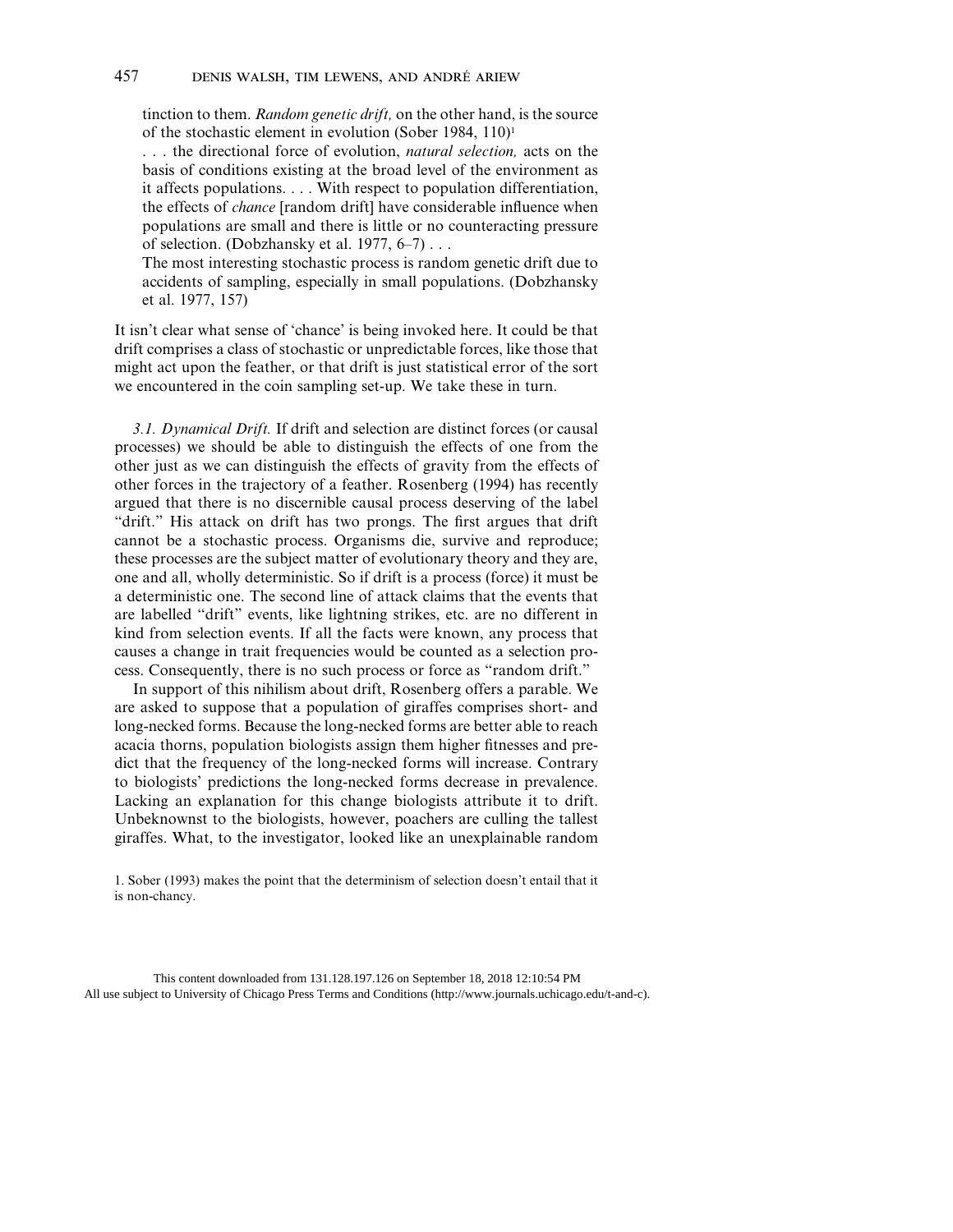tinction to them. *Random genetic drift,* on the other hand, is the source of the stochastic element in evolution (Sober 1984, 110)[1]

. . . the directional force of evolution, *natural selection,* acts on the basis of conditions existing at the broad level of the environment as it affects populations. . . . With respect to population differentiation, the effects of *chance* [random drift] have considerable influence when populations are small and there is little or no counteracting pressure of selection. (Dobzhansky et al. 1977, 6–7) . . .

The most interesting stochastic process is random genetic drift due to accidents of sampling, especially in small populations. (Dobzhansky et al. 1977, 157)

It isn't clear what sense of 'chance' is being invoked here. It could be that drift comprises a class of stochastic or unpredictable forces, like those that might act upon the feather, or that drift is just statistical error of the sort we encountered in the coin sampling set-up. We take these in turn.

*3.1. Dynamical Drift.* If drift and selection are distinct forces (or causal processes) we should be able to distinguish the effects of one from the other just as we can distinguish the effects of gravity from the effects of other forces in the trajectory of a feather. Rosenberg (1994) has recently argued that there is no discernible causal process deserving of the label "drift." His attack on drift has two prongs. The first argues that drift cannot be a stochastic process. Organisms die, survive and reproduce; these processes are the subject matter of evolutionary theory and they are, one and all, wholly deterministic. So if drift is a process (force) it must be a deterministic one. The second line of attack claims that the events that are labelled "drift" events, like lightning strikes, etc. are no different in kind from selection events. If all the facts were known, any process that causes a change in trait frequencies would be counted as a selection process. Consequently, there is no such process or force as "random drift."

In support of this nihilism about drift, Rosenberg offers a parable. We are asked to suppose that a population of giraffes comprises short- and long-necked forms. Because the long-necked forms are better able to reach acacia thorns, population biologists assign them higher fitnesses and predict that the frequency of the long-necked forms will increase. Contrary to biologists' predictions the long-necked forms decrease in prevalence. Lacking an explanation for this change biologists attribute it to drift. Unbeknownst to the biologists, however, poachers are culling the tallest giraffes. What, to the investigator, looked like an unexplainable random

1. Sober (1993) makes the point that the determinism of selection doesn't entail that it is non-chancy.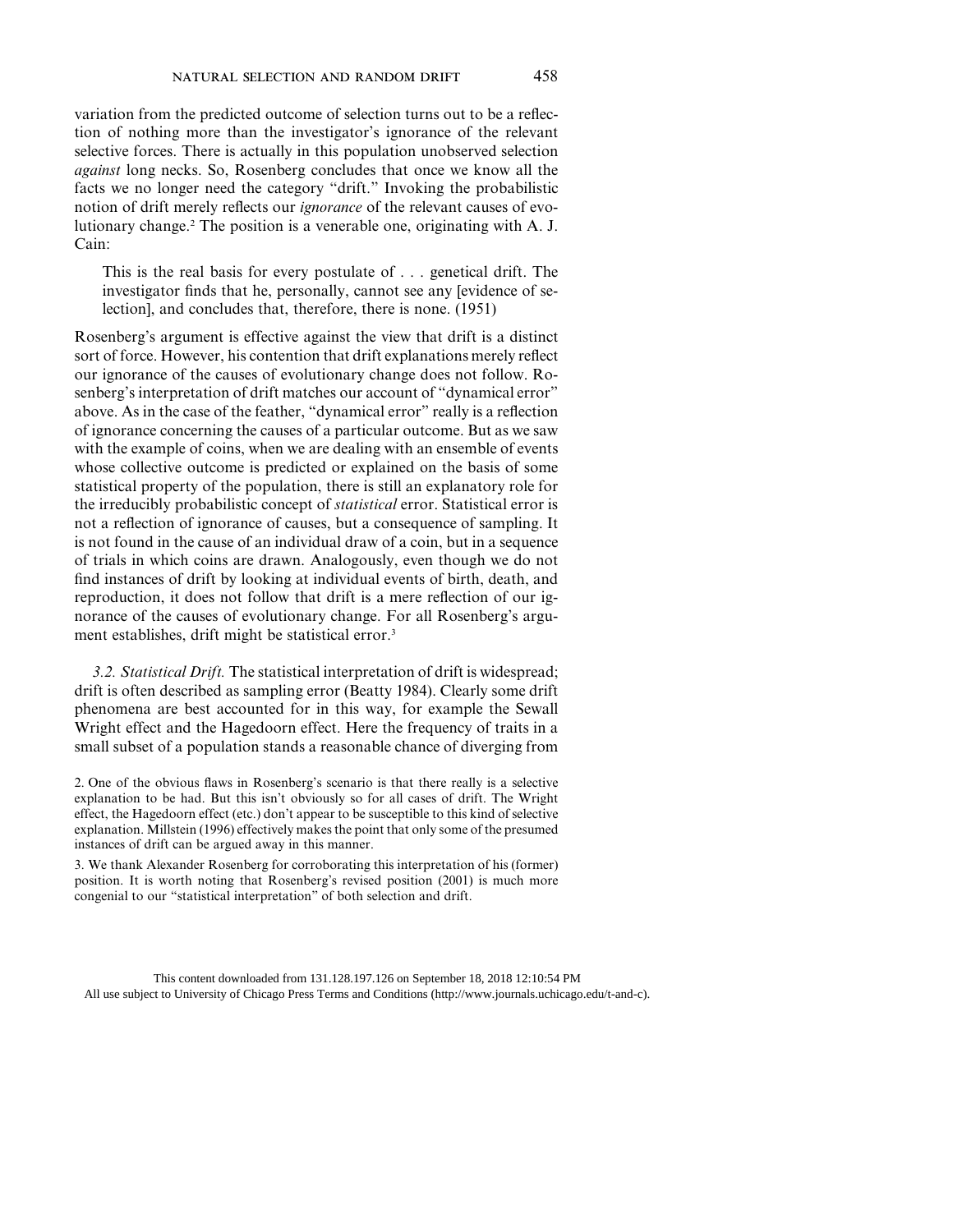variation from the predicted outcome of selection turns out to be a reflection of nothing more than the investigator's ignorance of the relevant selective forces. There is actually in this population unobserved selection *against* long necks. So, Rosenberg concludes that once we know all the facts we no longer need the category "drift." Invoking the probabilistic notion of drift merely reflects our *ignorance* of the relevant causes of evolutionary change.[2] The position is a venerable one, originating with A. J. Cain:

> This is the real basis for every postulate of . . . genetical drift. The investigator finds that he, personally, cannot see any [evidence of selection], and concludes that, therefore, there is none. (1951)

Rosenberg's argument is effective against the view that drift is a distinct sort of force. However, his contention that drift explanations merely reflect our ignorance of the causes of evolutionary change does not follow. Rosenberg's interpretation of drift matches our account of "dynamical error" above. As in the case of the feather, "dynamical error" really is a reflection of ignorance concerning the causes of a particular outcome. But as we saw with the example of coins, when we are dealing with an ensemble of events whose collective outcome is predicted or explained on the basis of some statistical property of the population, there is still an explanatory role for the irreducibly probabilistic concept of *statistical* error. Statistical error is not a reflection of ignorance of causes, but a consequence of sampling. It is not found in the cause of an individual draw of a coin, but in a sequence of trials in which coins are drawn. Analogously, even though we do not find instances of drift by looking at individual events of birth, death, and reproduction, it does not follow that drift is a mere reflection of our ignorance of the causes of evolutionary change. For all Rosenberg's argument establishes, drift might be statistical error.[3]

*3.2. Statistical Drift.* The statistical interpretation of drift is widespread; drift is often described as sampling error (Beatty 1984). Clearly some drift phenomena are best accounted for in this way, for example the Sewall Wright effect and the Hagedoorn effect. Here the frequency of traits in a small subset of a population stands a reasonable chance of diverging from

2. One of the obvious flaws in Rosenberg's scenario is that there really is a selective explanation to be had. But this isn't obviously so for all cases of drift. The Wright effect, the Hagedoorn effect (etc.) don't appear to be susceptible to this kind of selective explanation. Millstein (1996) effectively makes the point that only some of the presumed instances of drift can be argued away in this manner.

3. We thank Alexander Rosenberg for corroborating this interpretation of his (former) position. It is worth noting that Rosenberg's revised position (2001) is much more congenial to our "statistical interpretation" of both selection and drift.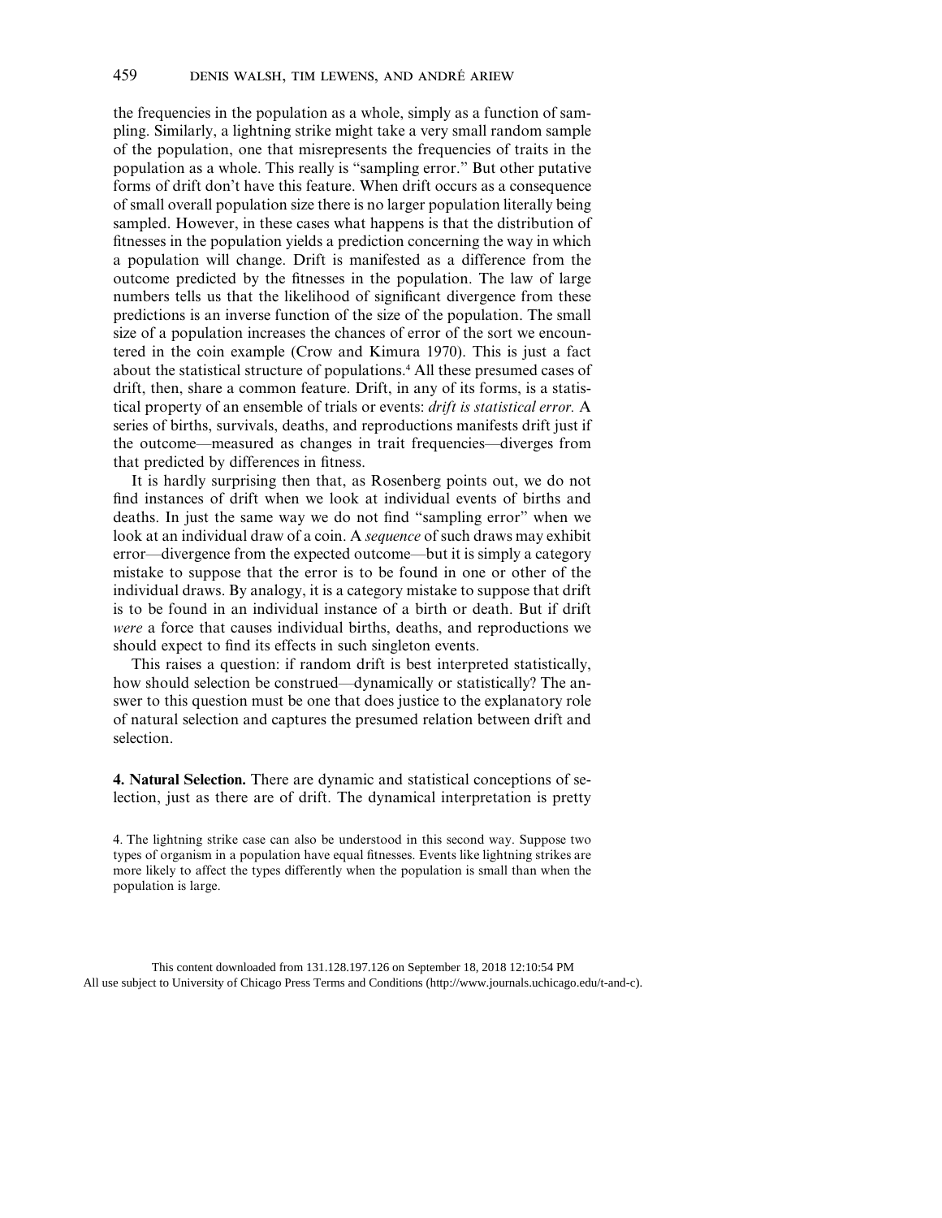the frequencies in the population as a whole, simply as a function of sampling. Similarly, a lightning strike might take a very small random sample of the population, one that misrepresents the frequencies of traits in the population as a whole. This really is "sampling error." But other putative forms of drift don't have this feature. When drift occurs as a consequence of small overall population size there is no larger population literally being sampled. However, in these cases what happens is that the distribution of fitnesses in the population yields a prediction concerning the way in which a population will change. Drift is manifested as a difference from the outcome predicted by the fitnesses in the population. The law of large numbers tells us that the likelihood of significant divergence from these predictions is an inverse function of the size of the population. The small size of a population increases the chances of error of the sort we encountered in the coin example (Crow and Kimura 1970). This is just a fact about the statistical structure of populations.[4] All these presumed cases of drift, then, share a common feature. Drift, in any of its forms, is a statistical property of an ensemble of trials or events: *drift is statistical error.* A series of births, survivals, deaths, and reproductions manifests drift just if the outcome—measured as changes in trait frequencies—diverges from that predicted by differences in fitness.

It is hardly surprising then that, as Rosenberg points out, we do not find instances of drift when we look at individual events of births and deaths. In just the same way we do not find "sampling error" when we look at an individual draw of a coin. A *sequence* of such draws may exhibit error—divergence from the expected outcome—but it is simply a category mistake to suppose that the error is to be found in one or other of the individual draws. By analogy, it is a category mistake to suppose that drift is to be found in an individual instance of a birth or death. But if drift *were* a force that causes individual births, deaths, and reproductions we should expect to find its effects in such singleton events.

This raises a question: if random drift is best interpreted statistically, how should selection be construed—dynamically or statistically? The answer to this question must be one that does justice to the explanatory role of natural selection and captures the presumed relation between drift and selection.

**4. Natural Selection.** There are dynamic and statistical conceptions of selection, just as there are of drift. The dynamical interpretation is pretty

4. The lightning strike case can also be understood in this second way. Suppose two types of organism in a population have equal fitnesses. Events like lightning strikes are more likely to affect the types differently when the population is small than when the population is large.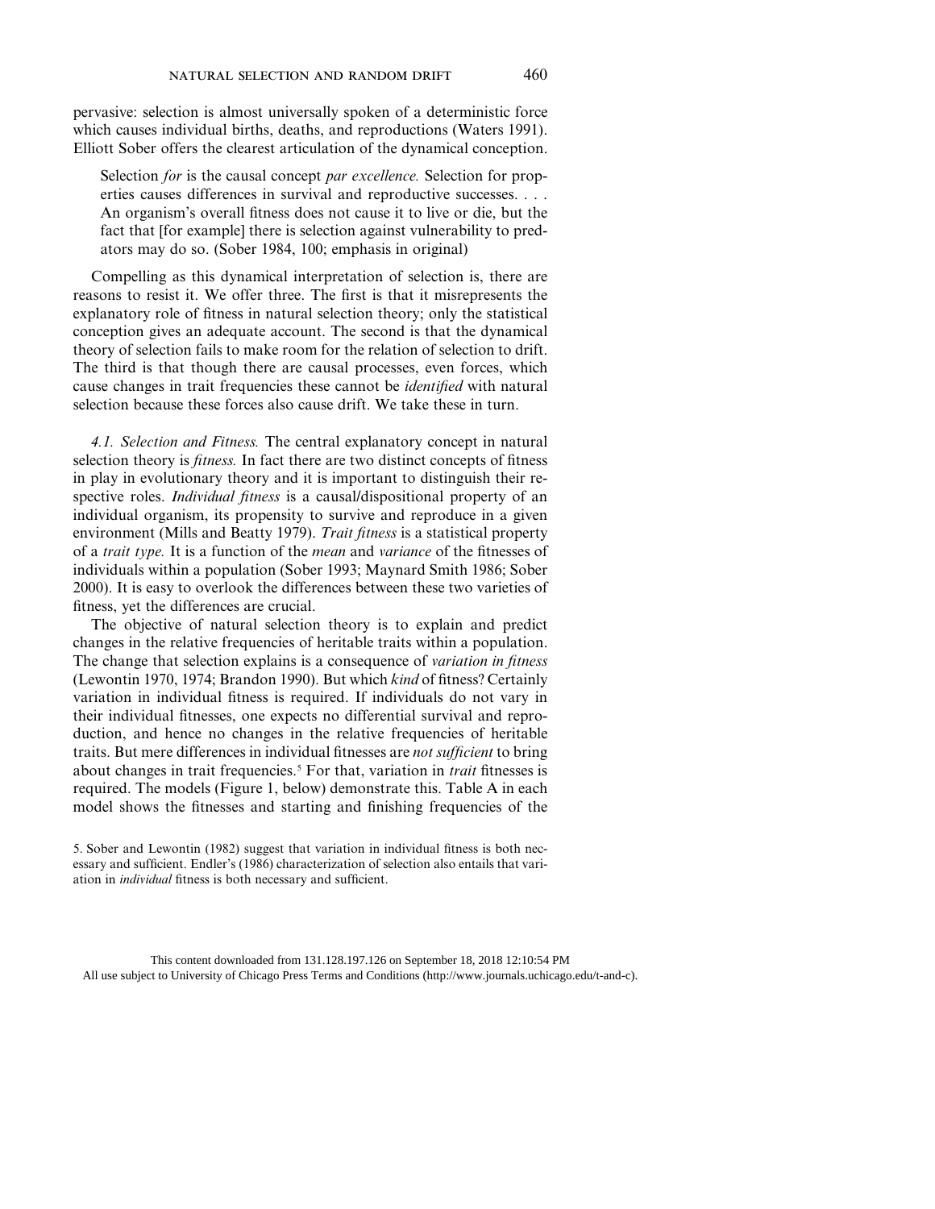pervasive: selection is almost universally spoken of a deterministic force which causes individual births, deaths, and reproductions (Waters 1991). Elliott Sober offers the clearest articulation of the dynamical conception.

> Selection *for* is the causal concept *par excellence.* Selection for properties causes differences in survival and reproductive successes. . . . An organism's overall fitness does not cause it to live or die, but the fact that [for example] there is selection against vulnerability to predators may do so. (Sober 1984, 100; emphasis in original)

Compelling as this dynamical interpretation of selection is, there are reasons to resist it. We offer three. The first is that it misrepresents the explanatory role of fitness in natural selection theory; only the statistical conception gives an adequate account. The second is that the dynamical theory of selection fails to make room for the relation of selection to drift. The third is that though there are causal processes, even forces, which cause changes in trait frequencies these cannot be *identified* with natural selection because these forces also cause drift. We take these in turn.

*4.1. Selection and Fitness.* The central explanatory concept in natural selection theory is *fitness.* In fact there are two distinct concepts of fitness in play in evolutionary theory and it is important to distinguish their respective roles. *Individual fitness* is a causal/dispositional property of an individual organism, its propensity to survive and reproduce in a given environment (Mills and Beatty 1979). *Trait fitness* is a statistical property of a *trait type.* It is a function of the *mean* and *variance* of the fitnesses of individuals within a population (Sober 1993; Maynard Smith 1986; Sober 2000). It is easy to overlook the differences between these two varieties of fitness, yet the differences are crucial.

The objective of natural selection theory is to explain and predict changes in the relative frequencies of heritable traits within a population. The change that selection explains is a consequence of *variation in fitness* (Lewontin 1970, 1974; Brandon 1990). But which *kind* of fitness? Certainly variation in individual fitness is required. If individuals do not vary in their individual fitnesses, one expects no differential survival and reproduction, and hence no changes in the relative frequencies of heritable traits. But mere differences in individual fitnesses are *not sufficient* to bring about changes in trait frequencies.[5] For that, variation in *trait* fitnesses is required. The models (Figure 1, below) demonstrate this. Table A in each model shows the fitnesses and starting and finishing frequencies of the

5. Sober and Lewontin (1982) suggest that variation in individual fitness is both necessary and sufficient. Endler's (1986) characterization of selection also entails that variation in *individual* fitness is both necessary and sufficient.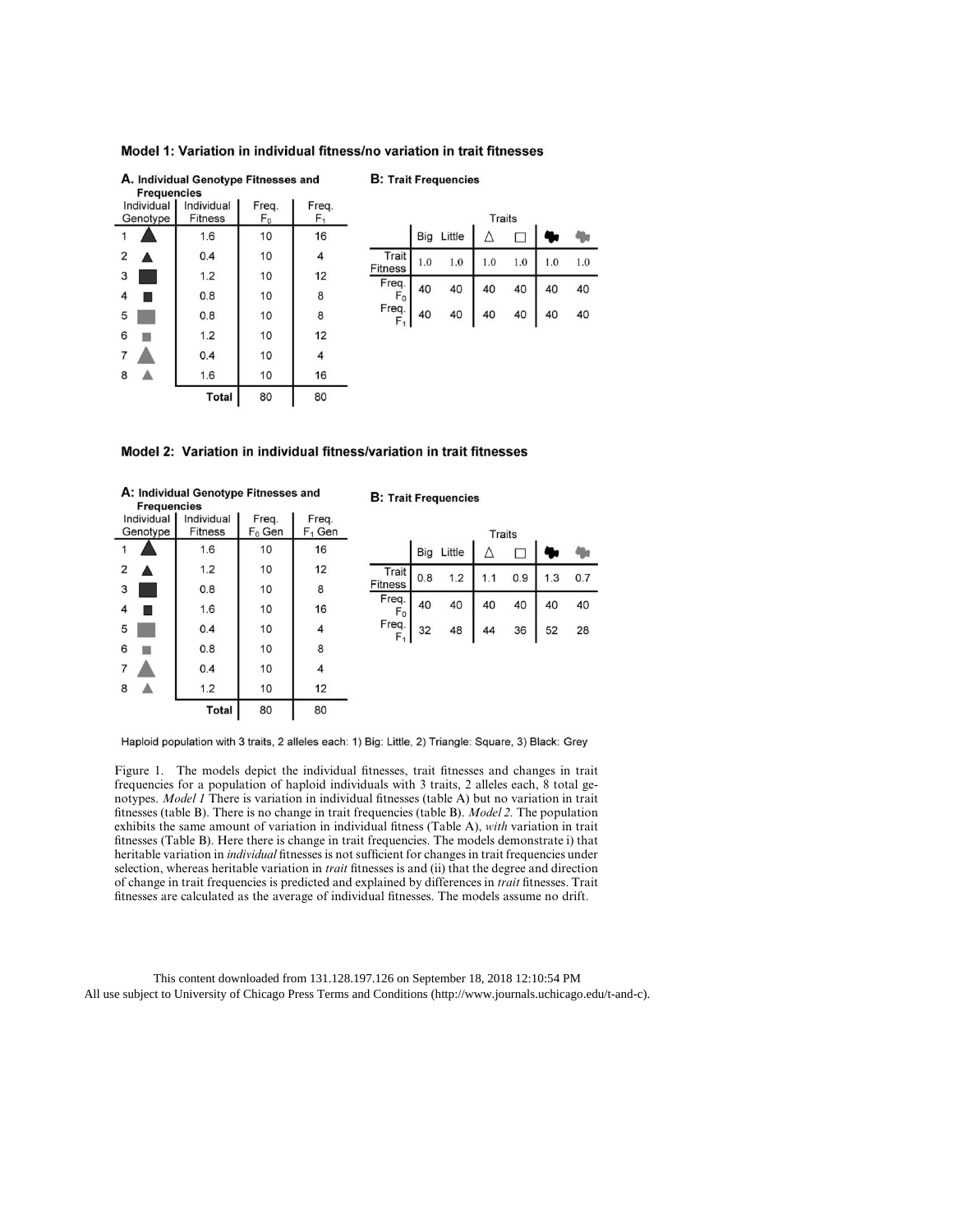**Model 1: Variation in individual fitness/no variation in trait fitnesses**

**A. Individual Genotype Fitnesses and Frequencies**

| Individual Genotype | | Individual Fitness | Freq. $F_0$ | Freq. $F_1$ |
|---|---|---|---|---|
| 1 | ▲ (big, black) | 1.6 | 10 | 16 |
| 2 | ▲ (little, black) | 0.4 | 10 | 4 |
| 3 | ■ (big, black) | 1.2 | 10 | 12 |
| 4 | ■ (little, black) | 0.8 | 10 | 8 |
| 5 | ■ (big, grey) | 0.8 | 10 | 8 |
| 6 | ■ (little, grey) | 1.2 | 10 | 12 |
| 7 | ▲ (big, grey) | 0.4 | 10 | 4 |
| 8 | ▲ (little, grey) | 1.6 | 10 | 16 |
| | | **Total** | 80 | 80 |

**B: Trait Frequencies**

| | Big | Little | △ | □ | Black | Grey |
|---|---|---|---|---|---|---|
| Trait Fitness | 1.0 | 1.0 | 1.0 | 1.0 | 1.0 | 1.0 |
| Freq. $F_0$ | 40 | 40 | 40 | 40 | 40 | 40 |
| Freq. $F_1$ | 40 | 40 | 40 | 40 | 40 | 40 |

**Model 2: Variation in individual fitness/variation in trait fitnesses**

**A: Individual Genotype Fitnesses and Frequencies**

| Individual Genotype | | Individual Fitness | Freq. $F_0$ Gen | Freq. $F_1$ Gen |
|---|---|---|---|---|
| 1 | ▲ (big, black) | 1.6 | 10 | 16 |
| 2 | ▲ (little, black) | 1.2 | 10 | 12 |
| 3 | ■ (big, black) | 0.8 | 10 | 8 |
| 4 | ■ (little, black) | 1.6 | 10 | 16 |
| 5 | ■ (big, grey) | 0.4 | 10 | 4 |
| 6 | ■ (little, grey) | 0.8 | 10 | 8 |
| 7 | ▲ (big, grey) | 0.4 | 10 | 4 |
| 8 | ▲ (little, grey) | 1.2 | 10 | 12 |
| | | **Total** | 80 | 80 |

**B: Trait Frequencies**

| | Big | Little | △ | □ | Black | Grey |
|---|---|---|---|---|---|---|
| Trait Fitness | 0.8 | 1.2 | 1.1 | 0.9 | 1.3 | 0.7 |
| Freq. $F_0$ | 40 | 40 | 40 | 40 | 40 | 40 |
| Freq. $F_1$ | 32 | 48 | 44 | 36 | 52 | 28 |

Haploid population with 3 traits, 2 alleles each: 1) Big: Little, 2) Triangle: Square, 3) Black: Grey

Figure 1. The models depict the individual fitnesses, trait fitnesses and changes in trait frequencies for a population of haploid individuals with 3 traits, 2 alleles each, 8 total genotypes. *Model 1* There is variation in individual fitnesses (table A) but no variation in trait fitnesses (table B). There is no change in trait frequencies (table B). *Model 2.* The population exhibits the same amount of variation in individual fitness (Table A), *with* variation in trait fitnesses (Table B). Here there is change in trait frequencies. The models demonstrate i) that heritable variation in *individual* fitnesses is not sufficient for changes in trait frequencies under selection, whereas heritable variation in *trait* fitnesses is and (ii) that the degree and direction of change in trait frequencies is predicted and explained by differences in *trait* fitnesses. Trait fitnesses are calculated as the average of individual fitnesses. The models assume no drift.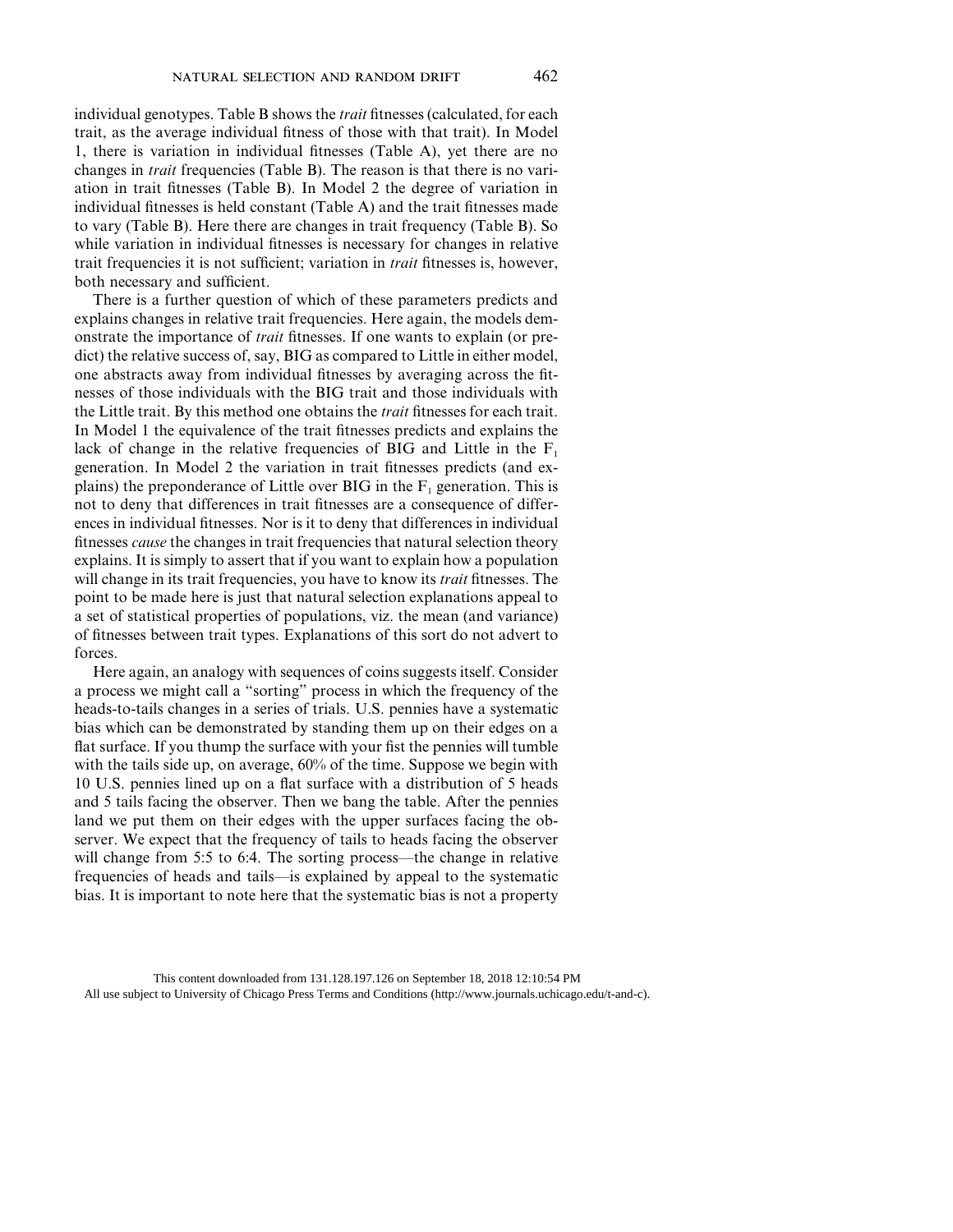individual genotypes. Table B shows the *trait* fitnesses (calculated, for each trait, as the average individual fitness of those with that trait). In Model 1, there is variation in individual fitnesses (Table A), yet there are no changes in *trait* frequencies (Table B). The reason is that there is no variation in trait fitnesses (Table B). In Model 2 the degree of variation in individual fitnesses is held constant (Table A) and the trait fitnesses made to vary (Table B). Here there are changes in trait frequency (Table B). So while variation in individual fitnesses is necessary for changes in relative trait frequencies it is not sufficient; variation in *trait* fitnesses is, however, both necessary and sufficient.

There is a further question of which of these parameters predicts and explains changes in relative trait frequencies. Here again, the models demonstrate the importance of *trait* fitnesses. If one wants to explain (or predict) the relative success of, say, BIG as compared to Little in either model, one abstracts away from individual fitnesses by averaging across the fitnesses of those individuals with the BIG trait and those individuals with the Little trait. By this method one obtains the *trait* fitnesses for each trait. In Model 1 the equivalence of the trait fitnesses predicts and explains the lack of change in the relative frequencies of BIG and Little in the $F_1$ generation. In Model 2 the variation in trait fitnesses predicts (and explains) the preponderance of Little over BIG in the $F_1$ generation. This is not to deny that differences in trait fitnesses are a consequence of differences in individual fitnesses. Nor is it to deny that differences in individual fitnesses *cause* the changes in trait frequencies that natural selection theory explains. It is simply to assert that if you want to explain how a population will change in its trait frequencies, you have to know its *trait* fitnesses. The point to be made here is just that natural selection explanations appeal to a set of statistical properties of populations, viz. the mean (and variance) of fitnesses between trait types. Explanations of this sort do not advert to forces.

Here again, an analogy with sequences of coins suggests itself. Consider a process we might call a "sorting" process in which the frequency of the heads-to-tails changes in a series of trials. U.S. pennies have a systematic bias which can be demonstrated by standing them up on their edges on a flat surface. If you thump the surface with your fist the pennies will tumble with the tails side up, on average, 60% of the time. Suppose we begin with 10 U.S. pennies lined up on a flat surface with a distribution of 5 heads and 5 tails facing the observer. Then we bang the table. After the pennies land we put them on their edges with the upper surfaces facing the observer. We expect that the frequency of tails to heads facing the observer will change from 5:5 to 6:4. The sorting process—the change in relative frequencies of heads and tails—is explained by appeal to the systematic bias. It is important to note here that the systematic bias is not a property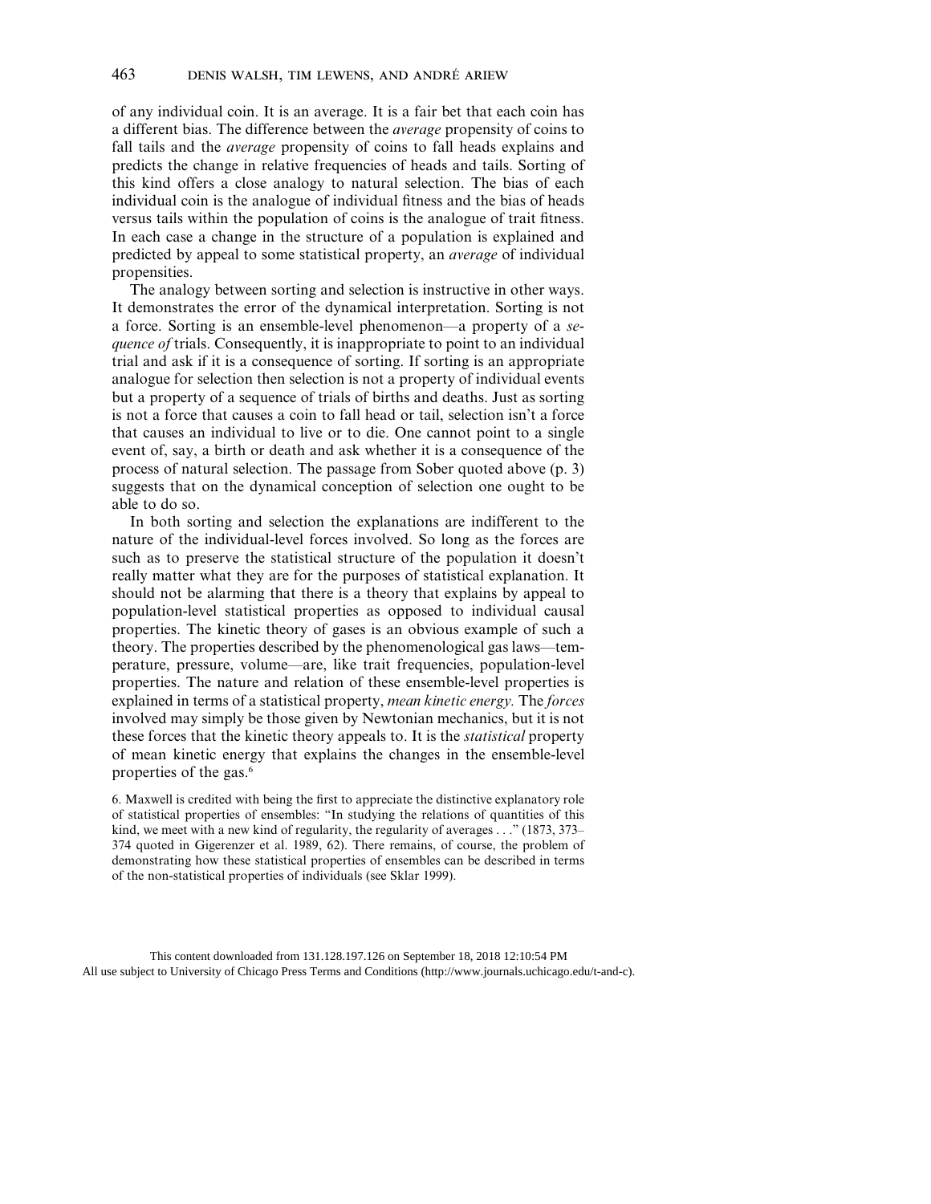of any individual coin. It is an average. It is a fair bet that each coin has a different bias. The difference between the *average* propensity of coins to fall tails and the *average* propensity of coins to fall heads explains and predicts the change in relative frequencies of heads and tails. Sorting of this kind offers a close analogy to natural selection. The bias of each individual coin is the analogue of individual fitness and the bias of heads versus tails within the population of coins is the analogue of trait fitness. In each case a change in the structure of a population is explained and predicted by appeal to some statistical property, an *average* of individual propensities.

The analogy between sorting and selection is instructive in other ways. It demonstrates the error of the dynamical interpretation. Sorting is not a force. Sorting is an ensemble-level phenomenon—a property of a *sequence of* trials. Consequently, it is inappropriate to point to an individual trial and ask if it is a consequence of sorting. If sorting is an appropriate analogue for selection then selection is not a property of individual events but a property of a sequence of trials of births and deaths. Just as sorting is not a force that causes a coin to fall head or tail, selection isn't a force that causes an individual to live or to die. One cannot point to a single event of, say, a birth or death and ask whether it is a consequence of the process of natural selection. The passage from Sober quoted above (p. 3) suggests that on the dynamical conception of selection one ought to be able to do so.

In both sorting and selection the explanations are indifferent to the nature of the individual-level forces involved. So long as the forces are such as to preserve the statistical structure of the population it doesn't really matter what they are for the purposes of statistical explanation. It should not be alarming that there is a theory that explains by appeal to population-level statistical properties as opposed to individual causal properties. The kinetic theory of gases is an obvious example of such a theory. The properties described by the phenomenological gas laws—temperature, pressure, volume—are, like trait frequencies, population-level properties. The nature and relation of these ensemble-level properties is explained in terms of a statistical property, *mean kinetic energy*. The *forces* involved may simply be those given by Newtonian mechanics, but it is not these forces that the kinetic theory appeals to. It is the *statistical* property of mean kinetic energy that explains the changes in the ensemble-level properties of the gas.[6]

6. Maxwell is credited with being the first to appreciate the distinctive explanatory role of statistical properties of ensembles: "In studying the relations of quantities of this kind, we meet with a new kind of regularity, the regularity of averages . . ." (1873, 373–374 quoted in Gigerenzer et al. 1989, 62). There remains, of course, the problem of demonstrating how these statistical properties of ensembles can be described in terms of the non-statistical properties of individuals (see Sklar 1999).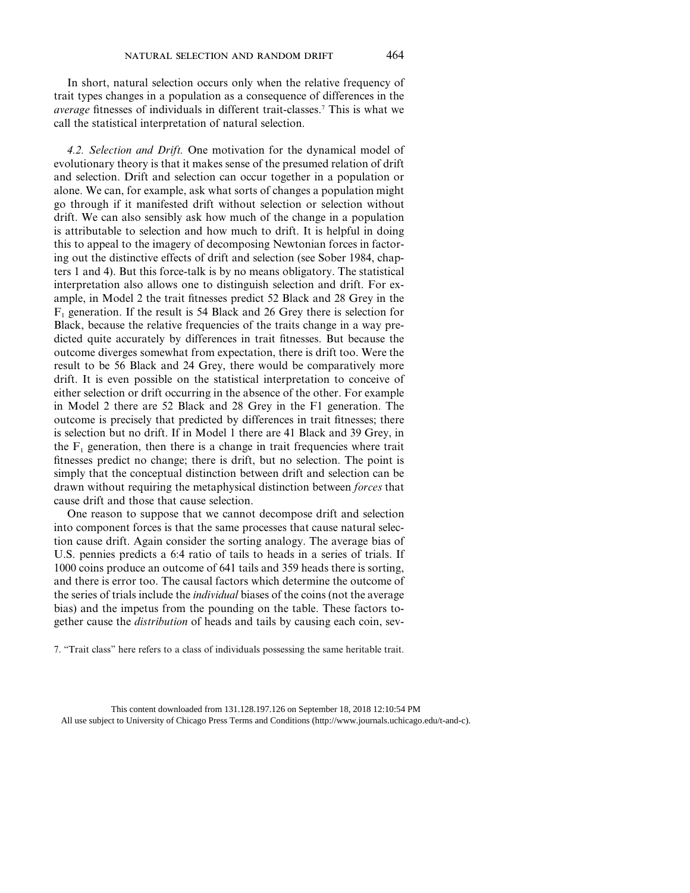In short, natural selection occurs only when the relative frequency of trait types changes in a population as a consequence of differences in the *average* fitnesses of individuals in different trait-classes.[7] This is what we call the statistical interpretation of natural selection.

*4.2. Selection and Drift.* One motivation for the dynamical model of evolutionary theory is that it makes sense of the presumed relation of drift and selection. Drift and selection can occur together in a population or alone. We can, for example, ask what sorts of changes a population might go through if it manifested drift without selection or selection without drift. We can also sensibly ask how much of the change in a population is attributable to selection and how much to drift. It is helpful in doing this to appeal to the imagery of decomposing Newtonian forces in factoring out the distinctive effects of drift and selection (see Sober 1984, chapters 1 and 4). But this force-talk is by no means obligatory. The statistical interpretation also allows one to distinguish selection and drift. For example, in Model 2 the trait fitnesses predict 52 Black and 28 Grey in the $F_1$ generation. If the result is 54 Black and 26 Grey there is selection for Black, because the relative frequencies of the traits change in a way predicted quite accurately by differences in trait fitnesses. But because the outcome diverges somewhat from expectation, there is drift too. Were the result to be 56 Black and 24 Grey, there would be comparatively more drift. It is even possible on the statistical interpretation to conceive of either selection or drift occurring in the absence of the other. For example in Model 2 there are 52 Black and 28 Grey in the F1 generation. The outcome is precisely that predicted by differences in trait fitnesses; there is selection but no drift. If in Model 1 there are 41 Black and 39 Grey, in the $F_1$ generation, then there is a change in trait frequencies where trait fitnesses predict no change; there is drift, but no selection. The point is simply that the conceptual distinction between drift and selection can be drawn without requiring the metaphysical distinction between *forces* that cause drift and those that cause selection.

One reason to suppose that we cannot decompose drift and selection into component forces is that the same processes that cause natural selection cause drift. Again consider the sorting analogy. The average bias of U.S. pennies predicts a 6:4 ratio of tails to heads in a series of trials. If 1000 coins produce an outcome of 641 tails and 359 heads there is sorting, and there is error too. The causal factors which determine the outcome of the series of trials include the *individual* biases of the coins (not the average bias) and the impetus from the pounding on the table. These factors together cause the *distribution* of heads and tails by causing each coin, sev-

7. "Trait class" here refers to a class of individuals possessing the same heritable trait.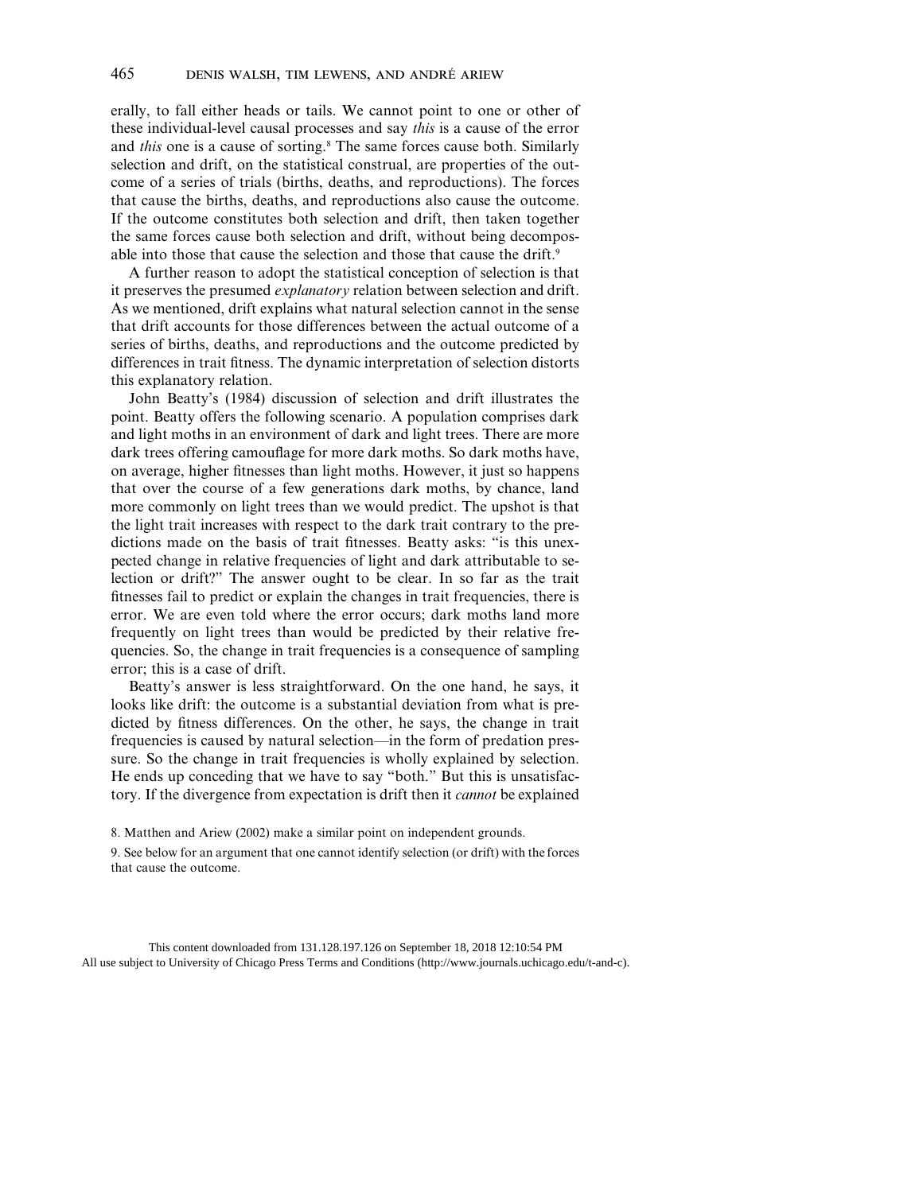erally, to fall either heads or tails. We cannot point to one or other of these individual-level causal processes and say *this* is a cause of the error and *this* one is a cause of sorting.[8] The same forces cause both. Similarly selection and drift, on the statistical construal, are properties of the outcome of a series of trials (births, deaths, and reproductions). The forces that cause the births, deaths, and reproductions also cause the outcome. If the outcome constitutes both selection and drift, then taken together the same forces cause both selection and drift, without being decomposable into those that cause the selection and those that cause the drift.[9]

A further reason to adopt the statistical conception of selection is that it preserves the presumed *explanatory* relation between selection and drift. As we mentioned, drift explains what natural selection cannot in the sense that drift accounts for those differences between the actual outcome of a series of births, deaths, and reproductions and the outcome predicted by differences in trait fitness. The dynamic interpretation of selection distorts this explanatory relation.

John Beatty's (1984) discussion of selection and drift illustrates the point. Beatty offers the following scenario. A population comprises dark and light moths in an environment of dark and light trees. There are more dark trees offering camouflage for more dark moths. So dark moths have, on average, higher fitnesses than light moths. However, it just so happens that over the course of a few generations dark moths, by chance, land more commonly on light trees than we would predict. The upshot is that the light trait increases with respect to the dark trait contrary to the predictions made on the basis of trait fitnesses. Beatty asks: "is this unexpected change in relative frequencies of light and dark attributable to selection or drift?" The answer ought to be clear. In so far as the trait fitnesses fail to predict or explain the changes in trait frequencies, there is error. We are even told where the error occurs; dark moths land more frequently on light trees than would be predicted by their relative frequencies. So, the change in trait frequencies is a consequence of sampling error; this is a case of drift.

Beatty's answer is less straightforward. On the one hand, he says, it looks like drift: the outcome is a substantial deviation from what is predicted by fitness differences. On the other, he says, the change in trait frequencies is caused by natural selection—in the form of predation pressure. So the change in trait frequencies is wholly explained by selection. He ends up conceding that we have to say "both." But this is unsatisfactory. If the divergence from expectation is drift then it *cannot* be explained

8. Matthen and Ariew (2002) make a similar point on independent grounds.

9. See below for an argument that one cannot identify selection (or drift) with the forces that cause the outcome.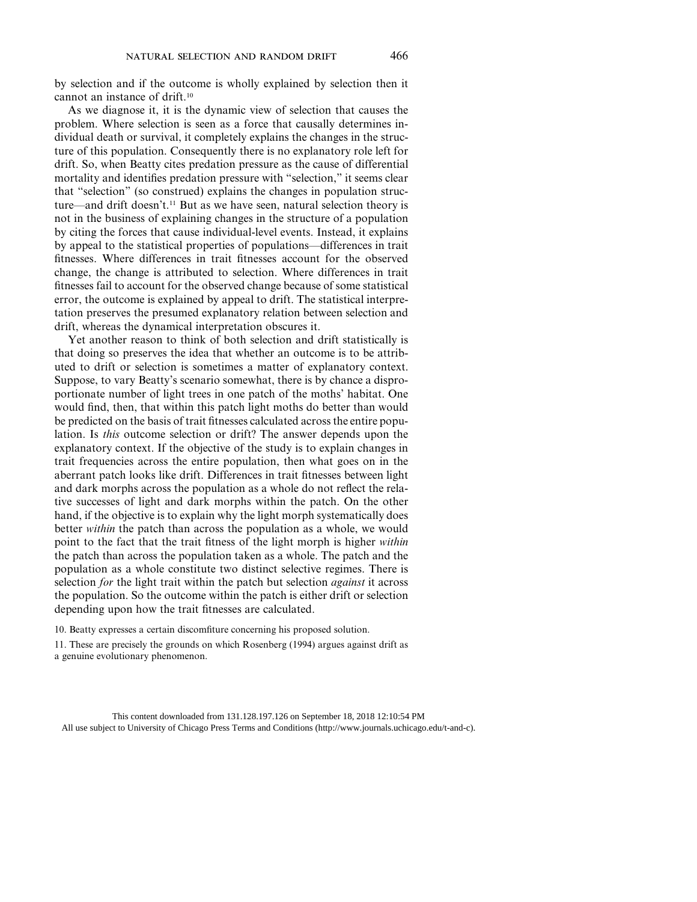by selection and if the outcome is wholly explained by selection then it cannot an instance of drift.[10]

As we diagnose it, it is the dynamic view of selection that causes the problem. Where selection is seen as a force that causally determines individual death or survival, it completely explains the changes in the structure of this population. Consequently there is no explanatory role left for drift. So, when Beatty cites predation pressure as the cause of differential mortality and identifies predation pressure with "selection," it seems clear that "selection" (so construed) explains the changes in population structure—and drift doesn't.[11] But as we have seen, natural selection theory is not in the business of explaining changes in the structure of a population by citing the forces that cause individual-level events. Instead, it explains by appeal to the statistical properties of populations—differences in trait fitnesses. Where differences in trait fitnesses account for the observed change, the change is attributed to selection. Where differences in trait fitnesses fail to account for the observed change because of some statistical error, the outcome is explained by appeal to drift. The statistical interpretation preserves the presumed explanatory relation between selection and drift, whereas the dynamical interpretation obscures it.

Yet another reason to think of both selection and drift statistically is that doing so preserves the idea that whether an outcome is to be attributed to drift or selection is sometimes a matter of explanatory context. Suppose, to vary Beatty's scenario somewhat, there is by chance a disproportionate number of light trees in one patch of the moths' habitat. One would find, then, that within this patch light moths do better than would be predicted on the basis of trait fitnesses calculated across the entire population. Is *this* outcome selection or drift? The answer depends upon the explanatory context. If the objective of the study is to explain changes in trait frequencies across the entire population, then what goes on in the aberrant patch looks like drift. Differences in trait fitnesses between light and dark morphs across the population as a whole do not reflect the relative successes of light and dark morphs within the patch. On the other hand, if the objective is to explain why the light morph systematically does better *within* the patch than across the population as a whole, we would point to the fact that the trait fitness of the light morph is higher *within* the patch than across the population taken as a whole. The patch and the population as a whole constitute two distinct selective regimes. There is selection *for* the light trait within the patch but selection *against* it across the population. So the outcome within the patch is either drift or selection depending upon how the trait fitnesses are calculated.

10. Beatty expresses a certain discomfiture concerning his proposed solution.

11. These are precisely the grounds on which Rosenberg (1994) argues against drift as a genuine evolutionary phenomenon.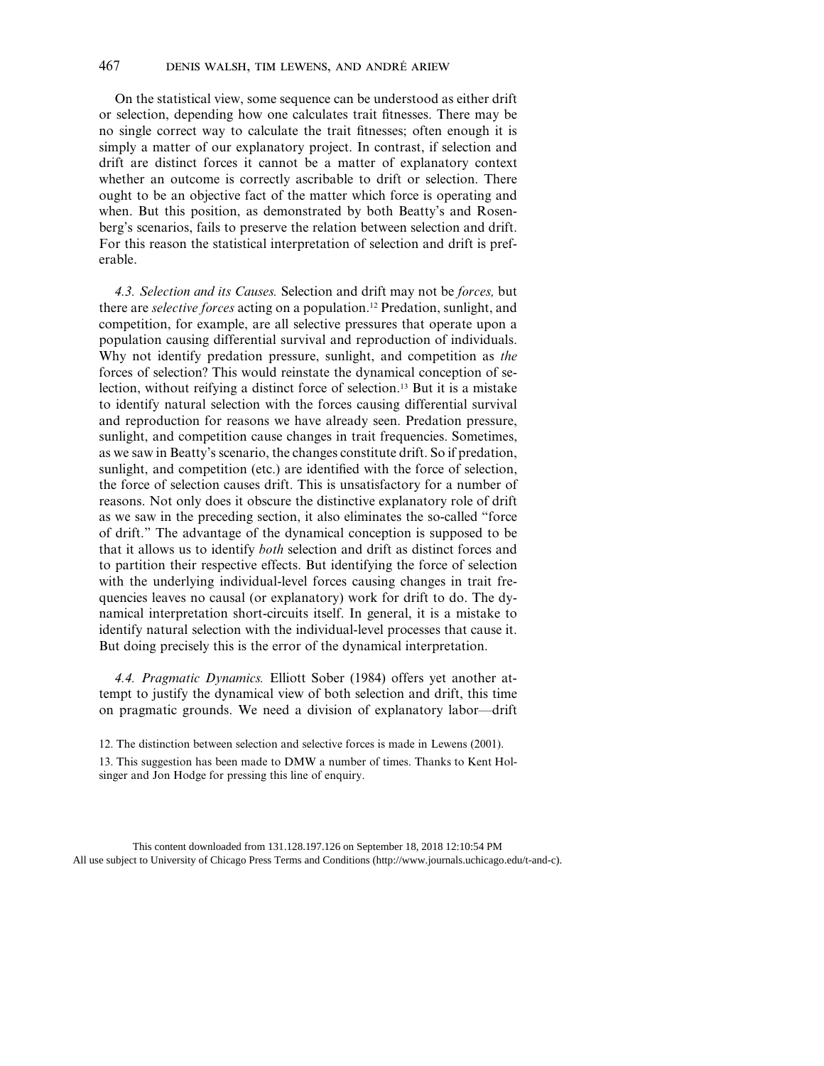On the statistical view, some sequence can be understood as either drift or selection, depending how one calculates trait fitnesses. There may be no single correct way to calculate the trait fitnesses; often enough it is simply a matter of our explanatory project. In contrast, if selection and drift are distinct forces it cannot be a matter of explanatory context whether an outcome is correctly ascribable to drift or selection. There ought to be an objective fact of the matter which force is operating and when. But this position, as demonstrated by both Beatty's and Rosenberg's scenarios, fails to preserve the relation between selection and drift. For this reason the statistical interpretation of selection and drift is preferable.

*4.3. Selection and its Causes.* Selection and drift may not be *forces,* but there are *selective forces* acting on a population.[12] Predation, sunlight, and competition, for example, are all selective pressures that operate upon a population causing differential survival and reproduction of individuals. Why not identify predation pressure, sunlight, and competition as *the* forces of selection? This would reinstate the dynamical conception of selection, without reifying a distinct force of selection.[13] But it is a mistake to identify natural selection with the forces causing differential survival and reproduction for reasons we have already seen. Predation pressure, sunlight, and competition cause changes in trait frequencies. Sometimes, as we saw in Beatty's scenario, the changes constitute drift. So if predation, sunlight, and competition (etc.) are identified with the force of selection, the force of selection causes drift. This is unsatisfactory for a number of reasons. Not only does it obscure the distinctive explanatory role of drift as we saw in the preceding section, it also eliminates the so-called "force of drift." The advantage of the dynamical conception is supposed to be that it allows us to identify *both* selection and drift as distinct forces and to partition their respective effects. But identifying the force of selection with the underlying individual-level forces causing changes in trait frequencies leaves no causal (or explanatory) work for drift to do. The dynamical interpretation short-circuits itself. In general, it is a mistake to identify natural selection with the individual-level processes that cause it. But doing precisely this is the error of the dynamical interpretation.

*4.4. Pragmatic Dynamics.* Elliott Sober (1984) offers yet another attempt to justify the dynamical view of both selection and drift, this time on pragmatic grounds. We need a division of explanatory labor—drift

12. The distinction between selection and selective forces is made in Lewens (2001).

13. This suggestion has been made to DMW a number of times. Thanks to Kent Holsinger and Jon Hodge for pressing this line of enquiry.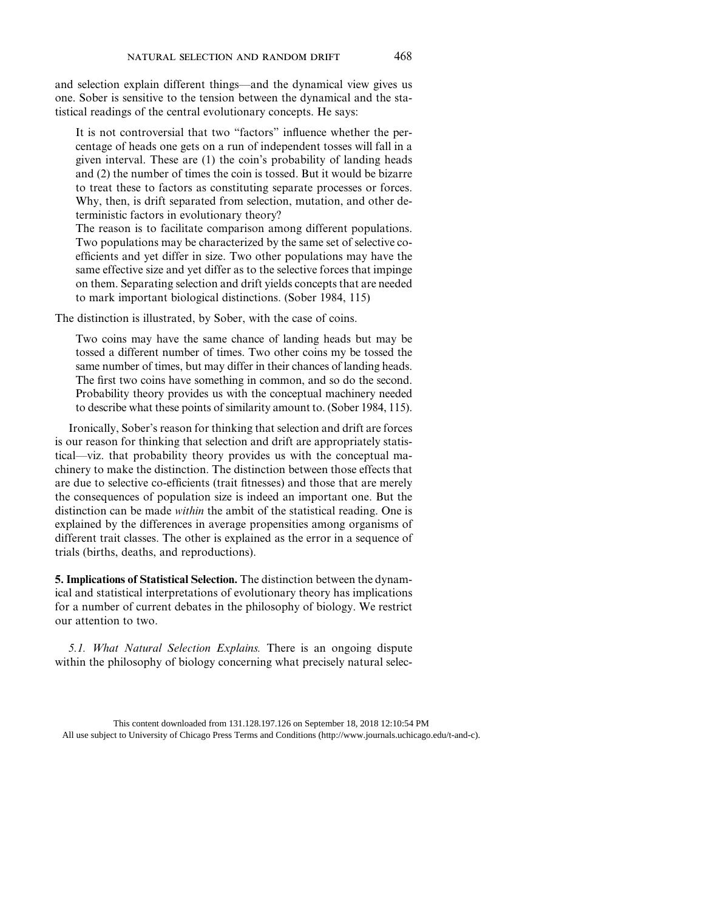and selection explain different things—and the dynamical view gives us one. Sober is sensitive to the tension between the dynamical and the statistical readings of the central evolutionary concepts. He says:

> It is not controversial that two "factors" influence whether the percentage of heads one gets on a run of independent tosses will fall in a given interval. These are (1) the coin's probability of landing heads and (2) the number of times the coin is tossed. But it would be bizarre to treat these to factors as constituting separate processes or forces. Why, then, is drift separated from selection, mutation, and other deterministic factors in evolutionary theory?
>
> The reason is to facilitate comparison among different populations. Two populations may be characterized by the same set of selective coefficients and yet differ in size. Two other populations may have the same effective size and yet differ as to the selective forces that impinge on them. Separating selection and drift yields concepts that are needed to mark important biological distinctions. (Sober 1984, 115)

The distinction is illustrated, by Sober, with the case of coins.

> Two coins may have the same chance of landing heads but may be tossed a different number of times. Two other coins my be tossed the same number of times, but may differ in their chances of landing heads. The first two coins have something in common, and so do the second. Probability theory provides us with the conceptual machinery needed to describe what these points of similarity amount to. (Sober 1984, 115).

Ironically, Sober's reason for thinking that selection and drift are forces is our reason for thinking that selection and drift are appropriately statistical—viz. that probability theory provides us with the conceptual machinery to make the distinction. The distinction between those effects that are due to selective co-efficients (trait fitnesses) and those that are merely the consequences of population size is indeed an important one. But the distinction can be made *within* the ambit of the statistical reading. One is explained by the differences in average propensities among organisms of different trait classes. The other is explained as the error in a sequence of trials (births, deaths, and reproductions).

**5. Implications of Statistical Selection.** The distinction between the dynamical and statistical interpretations of evolutionary theory has implications for a number of current debates in the philosophy of biology. We restrict our attention to two.

*5.1. What Natural Selection Explains.* There is an ongoing dispute within the philosophy of biology concerning what precisely natural selec-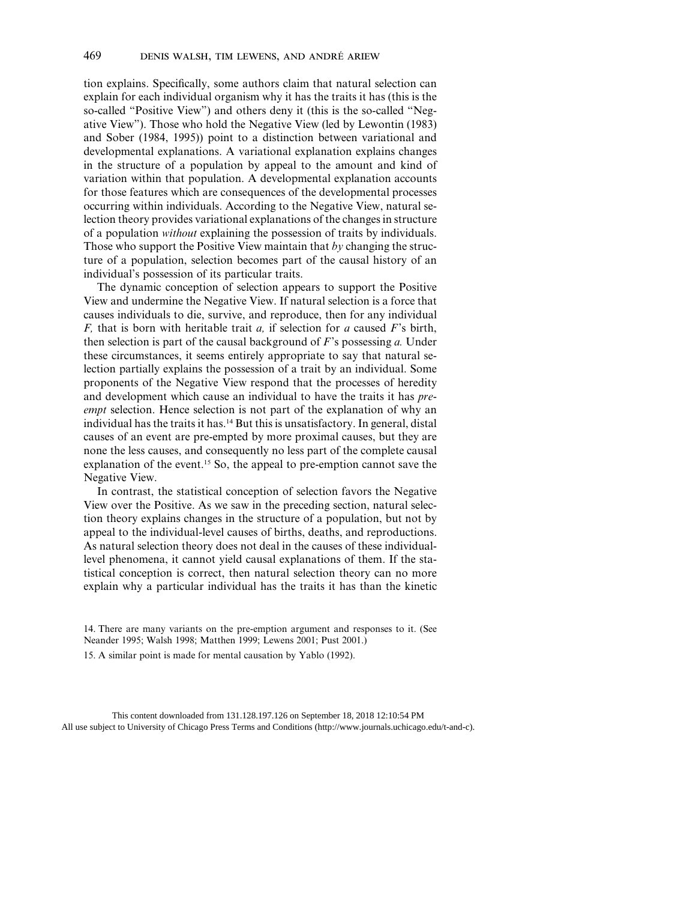tion explains. Specifically, some authors claim that natural selection can explain for each individual organism why it has the traits it has (this is the so-called "Positive View") and others deny it (this is the so-called "Negative View"). Those who hold the Negative View (led by Lewontin (1983) and Sober (1984, 1995)) point to a distinction between variational and developmental explanations. A variational explanation explains changes in the structure of a population by appeal to the amount and kind of variation within that population. A developmental explanation accounts for those features which are consequences of the developmental processes occurring within individuals. According to the Negative View, natural selection theory provides variational explanations of the changes in structure of a population *without* explaining the possession of traits by individuals. Those who support the Positive View maintain that *by* changing the structure of a population, selection becomes part of the causal history of an individual's possession of its particular traits.

The dynamic conception of selection appears to support the Positive View and undermine the Negative View. If natural selection is a force that causes individuals to die, survive, and reproduce, then for any individual *F,* that is born with heritable trait *a,* if selection for *a* caused *F*'s birth, then selection is part of the causal background of *F*'s possessing *a.* Under these circumstances, it seems entirely appropriate to say that natural selection partially explains the possession of a trait by an individual. Some proponents of the Negative View respond that the processes of heredity and development which cause an individual to have the traits it has *pre-empt* selection. Hence selection is not part of the explanation of why an individual has the traits it has.[14] But this is unsatisfactory. In general, distal causes of an event are pre-empted by more proximal causes, but they are none the less causes, and consequently no less part of the complete causal explanation of the event.[15] So, the appeal to pre-emption cannot save the Negative View.

In contrast, the statistical conception of selection favors the Negative View over the Positive. As we saw in the preceding section, natural selection theory explains changes in the structure of a population, but not by appeal to the individual-level causes of births, deaths, and reproductions. As natural selection theory does not deal in the causes of these individual-level phenomena, it cannot yield causal explanations of them. If the statistical conception is correct, then natural selection theory can no more explain why a particular individual has the traits it has than the kinetic

14. There are many variants on the pre-emption argument and responses to it. (See Neander 1995; Walsh 1998; Matthen 1999; Lewens 2001; Pust 2001.)

15. A similar point is made for mental causation by Yablo (1992).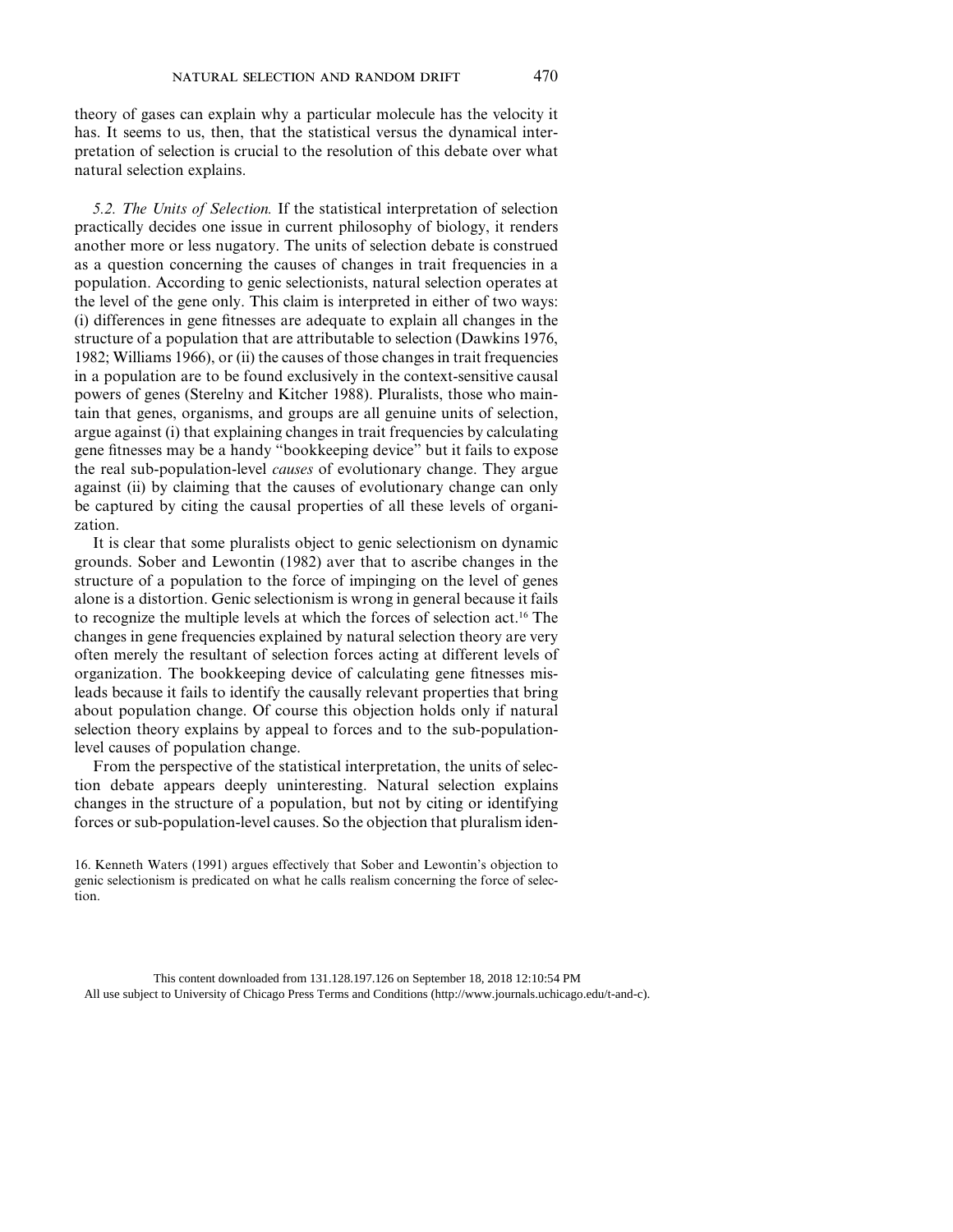theory of gases can explain why a particular molecule has the velocity it has. It seems to us, then, that the statistical versus the dynamical interpretation of selection is crucial to the resolution of this debate over what natural selection explains.

*5.2. The Units of Selection.* If the statistical interpretation of selection practically decides one issue in current philosophy of biology, it renders another more or less nugatory. The units of selection debate is construed as a question concerning the causes of changes in trait frequencies in a population. According to genic selectionists, natural selection operates at the level of the gene only. This claim is interpreted in either of two ways: (i) differences in gene fitnesses are adequate to explain all changes in the structure of a population that are attributable to selection (Dawkins 1976, 1982; Williams 1966), or (ii) the causes of those changes in trait frequencies in a population are to be found exclusively in the context-sensitive causal powers of genes (Sterelny and Kitcher 1988). Pluralists, those who maintain that genes, organisms, and groups are all genuine units of selection, argue against (i) that explaining changes in trait frequencies by calculating gene fitnesses may be a handy "bookkeeping device" but it fails to expose the real sub-population-level *causes* of evolutionary change. They argue against (ii) by claiming that the causes of evolutionary change can only be captured by citing the causal properties of all these levels of organization.

It is clear that some pluralists object to genic selectionism on dynamic grounds. Sober and Lewontin (1982) aver that to ascribe changes in the structure of a population to the force of impinging on the level of genes alone is a distortion. Genic selectionism is wrong in general because it fails to recognize the multiple levels at which the forces of selection act.[16] The changes in gene frequencies explained by natural selection theory are very often merely the resultant of selection forces acting at different levels of organization. The bookkeeping device of calculating gene fitnesses misleads because it fails to identify the causally relevant properties that bring about population change. Of course this objection holds only if natural selection theory explains by appeal to forces and to the sub-population-level causes of population change.

From the perspective of the statistical interpretation, the units of selection debate appears deeply uninteresting. Natural selection explains changes in the structure of a population, but not by citing or identifying forces or sub-population-level causes. So the objection that pluralism iden-

16. Kenneth Waters (1991) argues effectively that Sober and Lewontin's objection to genic selectionism is predicated on what he calls realism concerning the force of selection.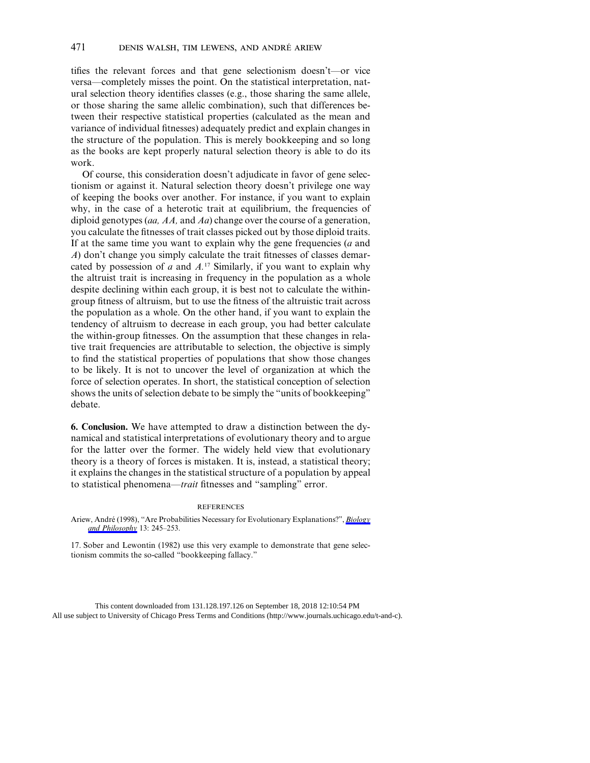tifies the relevant forces and that gene selectionism doesn't—or vice versa—completely misses the point. On the statistical interpretation, natural selection theory identifies classes (e.g., those sharing the same allele, or those sharing the same allelic combination), such that differences between their respective statistical properties (calculated as the mean and variance of individual fitnesses) adequately predict and explain changes in the structure of the population. This is merely bookkeeping and so long as the books are kept properly natural selection theory is able to do its work.

Of course, this consideration doesn't adjudicate in favor of gene selectionism or against it. Natural selection theory doesn't privilege one way of keeping the books over another. For instance, if you want to explain why, in the case of a heterotic trait at equilibrium, the frequencies of diploid genotypes (*aa, AA,* and *Aa*) change over the course of a generation, you calculate the fitnesses of trait classes picked out by those diploid traits. If at the same time you want to explain why the gene frequencies (*a* and *A*) don't change you simply calculate the trait fitnesses of classes demarcated by possession of *a* and *A*.[17] Similarly, if you want to explain why the altruist trait is increasing in frequency in the population as a whole despite declining within each group, it is best not to calculate the within-group fitness of altruism, but to use the fitness of the altruistic trait across the population as a whole. On the other hand, if you want to explain the tendency of altruism to decrease in each group, you had better calculate the within-group fitnesses. On the assumption that these changes in relative trait frequencies are attributable to selection, the objective is simply to find the statistical properties of populations that show those changes to be likely. It is not to uncover the level of organization at which the force of selection operates. In short, the statistical conception of selection shows the units of selection debate to be simply the "units of bookkeeping" debate.

**6. Conclusion.** We have attempted to draw a distinction between the dynamical and statistical interpretations of evolutionary theory and to argue for the latter over the former. The widely held view that evolutionary theory is a theory of forces is mistaken. It is, instead, a statistical theory; it explains the changes in the statistical structure of a population by appeal to statistical phenomena—*trait* fitnesses and "sampling" error.

## REFERENCES

Ariew, André (1998), "Are Probabilities Necessary for Evolutionary Explanations?", *Biology and Philosophy* 13: 245–253.

17. Sober and Lewontin (1982) use this very example to demonstrate that gene selectionism commits the so-called "bookkeeping fallacy."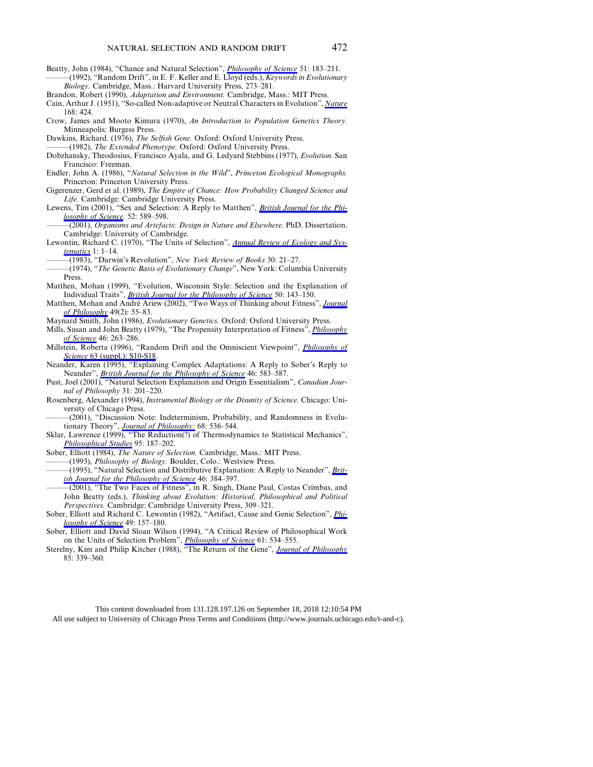Beatty, John (1984), "Chance and Natural Selection", *Philosophy of Science* 51: 183–211.

———(1992), "Random Drift", in E. F. Keller and E. Lloyd (eds.), *Keywords in Evolutionary Biology.* Cambridge, Mass.: Harvard University Press, 273–281.

Brandon, Robert (1990), *Adaptation and Environment.* Cambridge, Mass.: MIT Press.

Cain, Arthur J. (1951), "So-called Non-adaptive or Neutral Characters in Evolution", *Nature* 168: 424.

Crow, James and Mooto Kimura (1970), *An Introduction to Population Genetics Theory.* Minneapolis: Burgess Press.

Dawkins, Richard. (1976), *The Selfish Gene.* Oxford: Oxford University Press.

———(1982), *The Extended Phenotype.* Oxford: Oxford University Press.

Dobzhansky, Theodosius, Francisco Ayala, and G. Ledyard Stebbins (1977), *Evolution.* San Francisco: Freeman.

Endler, John A. (1986), "*Natural Selection in the Wild*", *Princeton Ecological Monographs.* Princeton: Princeton University Press.

Gigerenzer, Gerd et al. (1989), *The Empire of Chance: How Probability Changed Science and Life.* Cambridge: Cambridge University Press.

Lewens, Tim (2001), "Sex and Selection: A Reply to Matthen", *British Journal for the Philosophy of Science.* 52: 589–598.

———(2001), *Organisms and Artefacts: Design in Nature and Elsewhere.* PhD. Dissertation. Cambridge: University of Cambridge.

Lewontin, Richard C. (1970), "The Units of Selection", *Annual Review of Ecology and Systematics* 1: 1–14.

———(1983), "Darwin's Revolution", *New York Review of Books* 30: 21–27.

———(1974), "*The Genetic Basis of Evolutionary Change*", New York: Columbia University Press.

Matthen, Mohan (1999), "Evolution, Wisconsin Style: Selection and the Explanation of Individual Traits", *British Journal for the Philosophy of Science* 50: 143–150.

Matthen, Mohan and André Ariew (2002), "Two Ways of Thinking about Fitness", *Journal of Philosophy* 49(2): 55–83.

Maynard Smith, John (1986), *Evolutionary Genetics.* Oxford: Oxford University Press.

Mills, Susan and John Beatty (1979), "The Propensity Interpretation of Fitness", *Philosophy of Science* 46: 263–286.

Millstein, Roberta (1996), "Random Drift and the Omniscient Viewpoint", *Philosophy of Science* 63 (suppl.): S10-S18.

Neander, Karen (1995), "Explaining Complex Adaptations: A Reply to Sober's Reply to Neander", *British Journal for the Philosophy of Science* 46: 583–587.

Pust, Joel (2001), "Natural Selection Explanation and Origin Essentialism", *Canadian Journal of Philosophy* 31: 201–220.

Rosenberg, Alexander (1994), *Instrumental Biology or the Disunity of Science.* Chicago: University of Chicago Press.

———(2001), "Discussion Note: Indeterminism, Probability, and Randomness in Evolutionary Theory", *Journal of Philosophy:* 68: 536–544.

Sklar, Lawrence (1999), "The Reduction(?) of Thermodynamics to Statistical Mechanics", *Philosophical Studies* 95: 187–202.

Sober, Elliott (1984), *The Nature of Selection.* Cambridge, Mass.: MIT Press.

———(1993), *Philosophy of Biology.* Boulder, Colo.: Westview Press.

———(1995), "Natural Selection and Distributive Explanation: A Reply to Neander", *British Journal for the Philosophy of Science* 46: 384–397.

———(2001), "The Two Faces of Fitness", in R. Singh, Diane Paul, Costas Crimbas, and John Beatty (eds.), *Thinking about Evolution: Historical, Philosophical and Political Perspectives.* Cambridge: Cambridge University Press, 309–321.

Sober, Elliott and Richard C. Lewontin (1982), "Artifact, Cause and Genic Selection", *Philosophy of Science* 49: 157–180.

Sober, Elliott and David Sloan Wilson (1994), "A Critical Review of Philosophical Work on the Units of Selection Problem", *Philosophy of Science* 61: 534–555.

Sterelny, Kim and Philip Kitcher (1988), "The Return of the Gene", *Journal of Philosophy* 85: 339–360.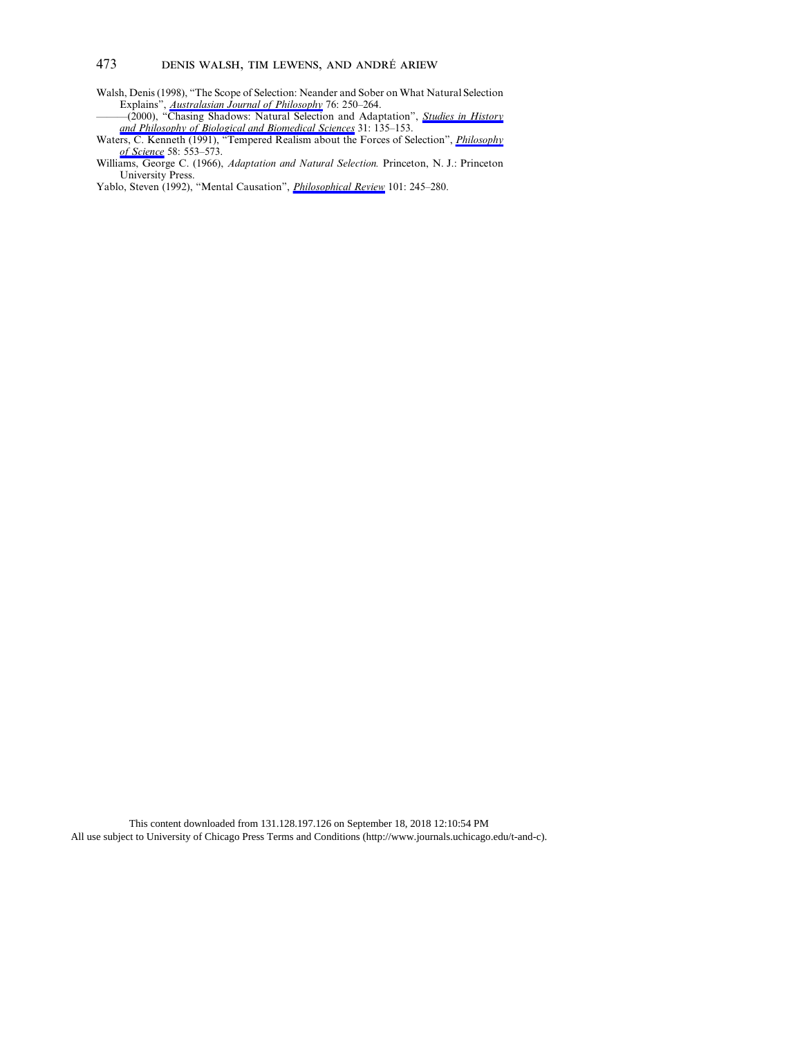Walsh, Denis (1998), "The Scope of Selection: Neander and Sober on What Natural Selection Explains", *Australasian Journal of Philosophy* 76: 250–264.

———(2000), "Chasing Shadows: Natural Selection and Adaptation", *Studies in History and Philosophy of Biological and Biomedical Sciences* 31: 135–153.

Waters, C. Kenneth (1991), "Tempered Realism about the Forces of Selection", *Philosophy of Science* 58: 553–573.

Williams, George C. (1966), *Adaptation and Natural Selection.* Princeton, N. J.: Princeton University Press.

Yablo, Steven (1992), "Mental Causation", *Philosophical Review* 101: 245–280.